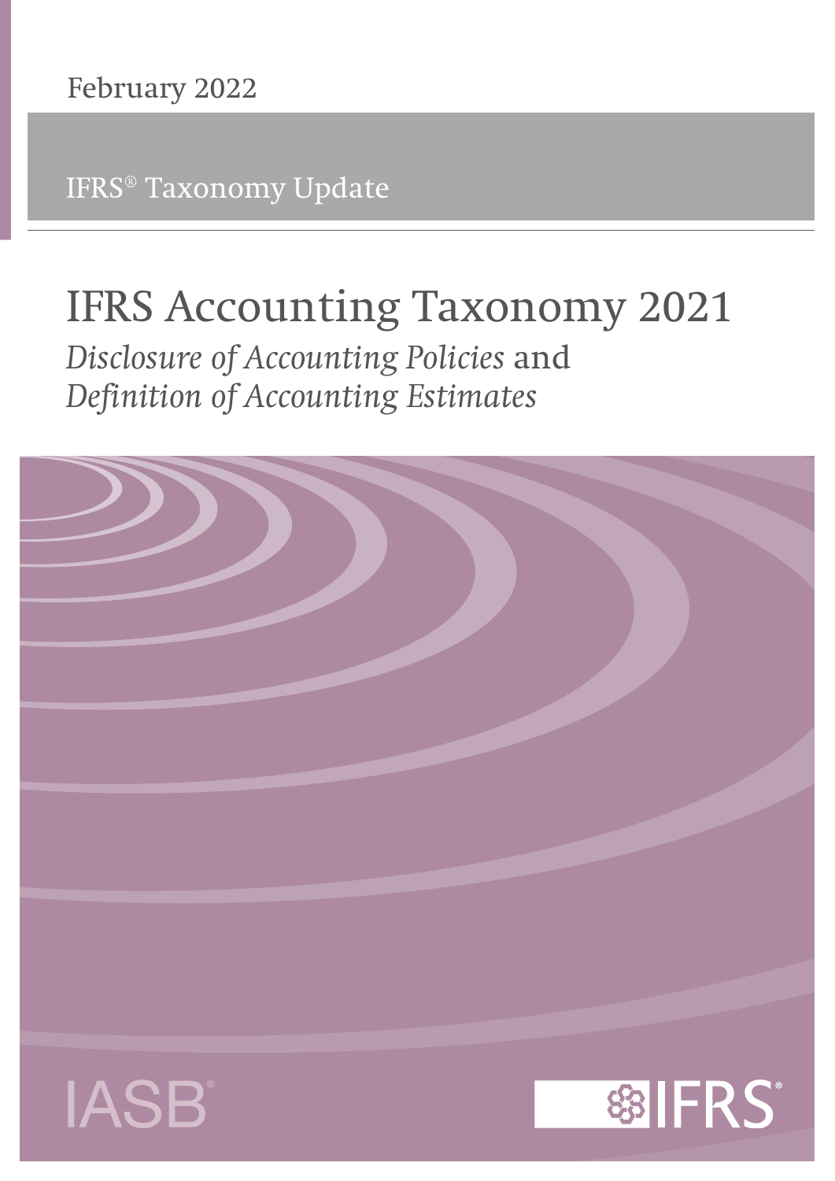February 2022

IFRS® Taxonomy Update

# IFRS Accounting Taxonomy 2021

## *Disclosure of Accounting Policies* and *Definition of Accounting Estimates*

IASB®

IFRS®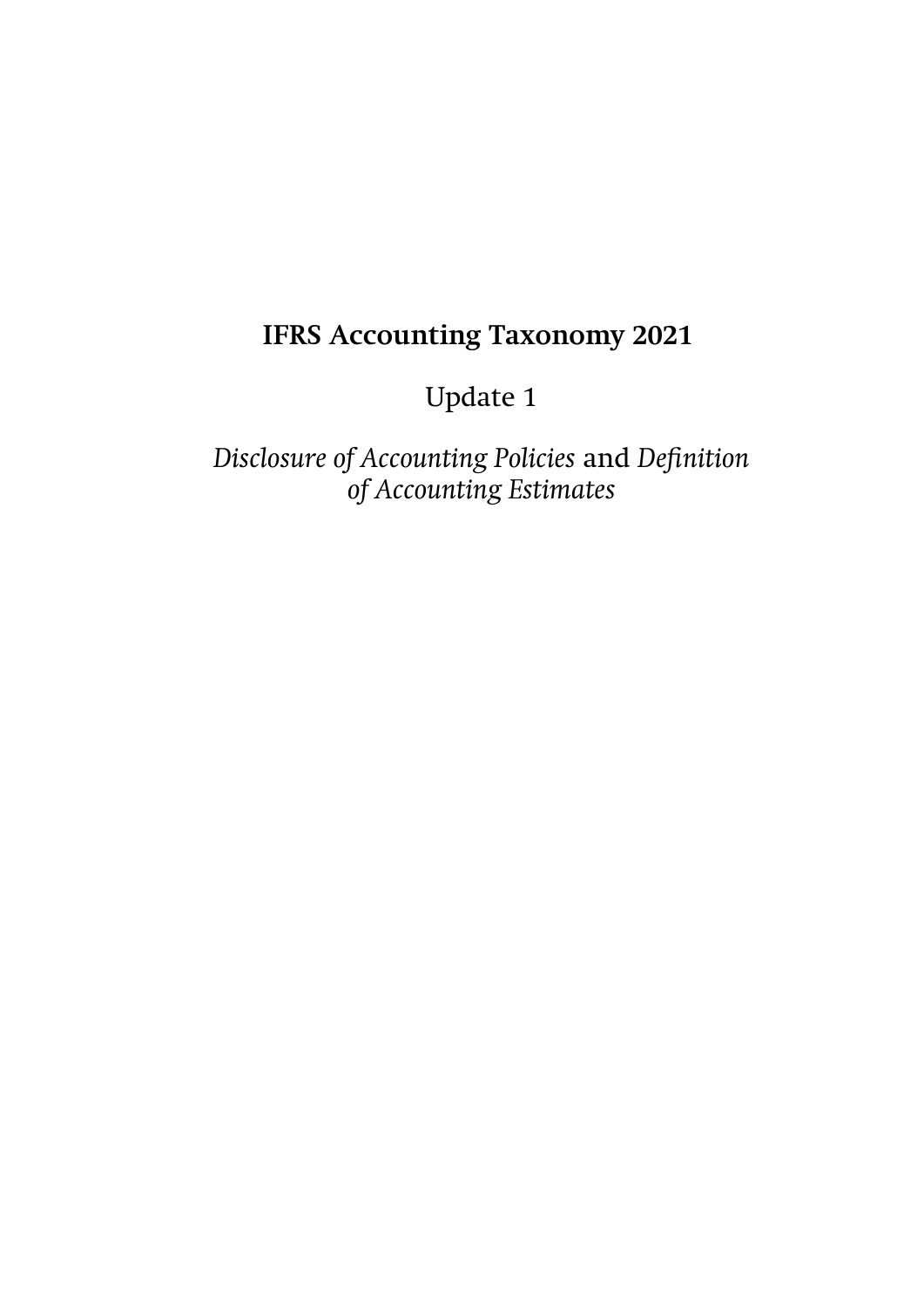**IFRS Accounting Taxonomy 2021**

Update 1

*Disclosure of Accounting Policies* and *Definition of Accounting Estimates*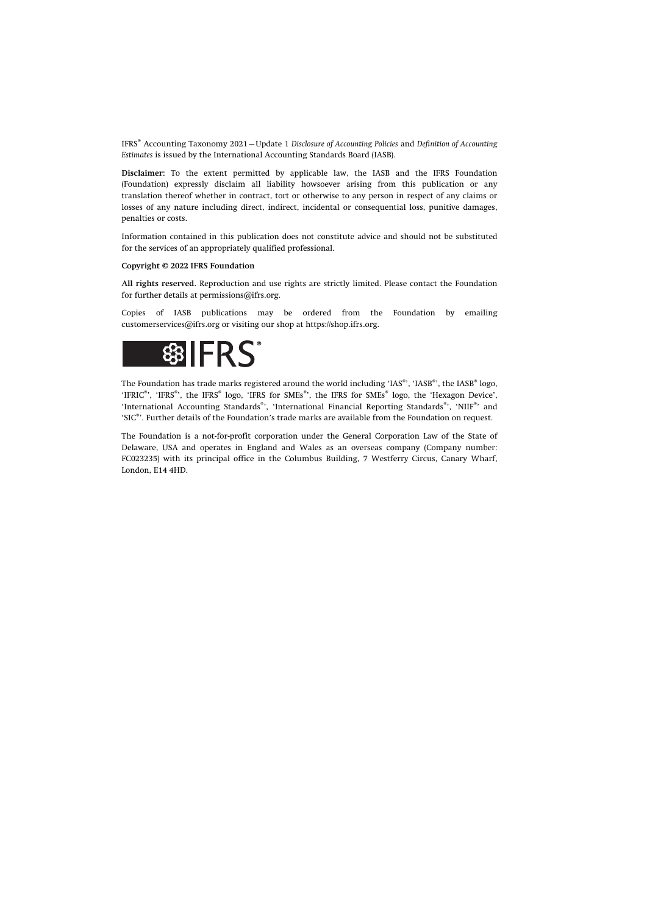IFRS® Accounting Taxonomy 2021—Update 1 *Disclosure of Accounting Policies* and *Definition of Accounting Estimates* is issued by the International Accounting Standards Board (IASB).

**Disclaimer:** To the extent permitted by applicable law, the IASB and the IFRS Foundation (Foundation) expressly disclaim all liability howsoever arising from this publication or any translation thereof whether in contract, tort or otherwise to any person in respect of any claims or losses of any nature including direct, indirect, incidental or consequential loss, punitive damages, penalties or costs.

Information contained in this publication does not constitute advice and should not be substituted for the services of an appropriately qualified professional.

**Copyright © 2022 IFRS Foundation**

**All rights reserved.** Reproduction and use rights are strictly limited. Please contact the Foundation for further details at permissions@ifrs.org.

Copies of IASB publications may be ordered from the Foundation by emailing customerservices@ifrs.org or visiting our shop at https://shop.ifrs.org.

The Foundation has trade marks registered around the world including 'IAS®', 'IASB®', the IASB® logo, 'IFRIC®', 'IFRS®', the IFRS® logo, 'IFRS for SMEs®', the IFRS for SMEs® logo, the 'Hexagon Device', 'International Accounting Standards®', 'International Financial Reporting Standards®', 'NIIF®' and 'SIC®'. Further details of the Foundation's trade marks are available from the Foundation on request.

The Foundation is a not-for-profit corporation under the General Corporation Law of the State of Delaware, USA and operates in England and Wales as an overseas company (Company number: FC023235) with its principal office in the Columbus Building, 7 Westferry Circus, Canary Wharf, London, E14 4HD.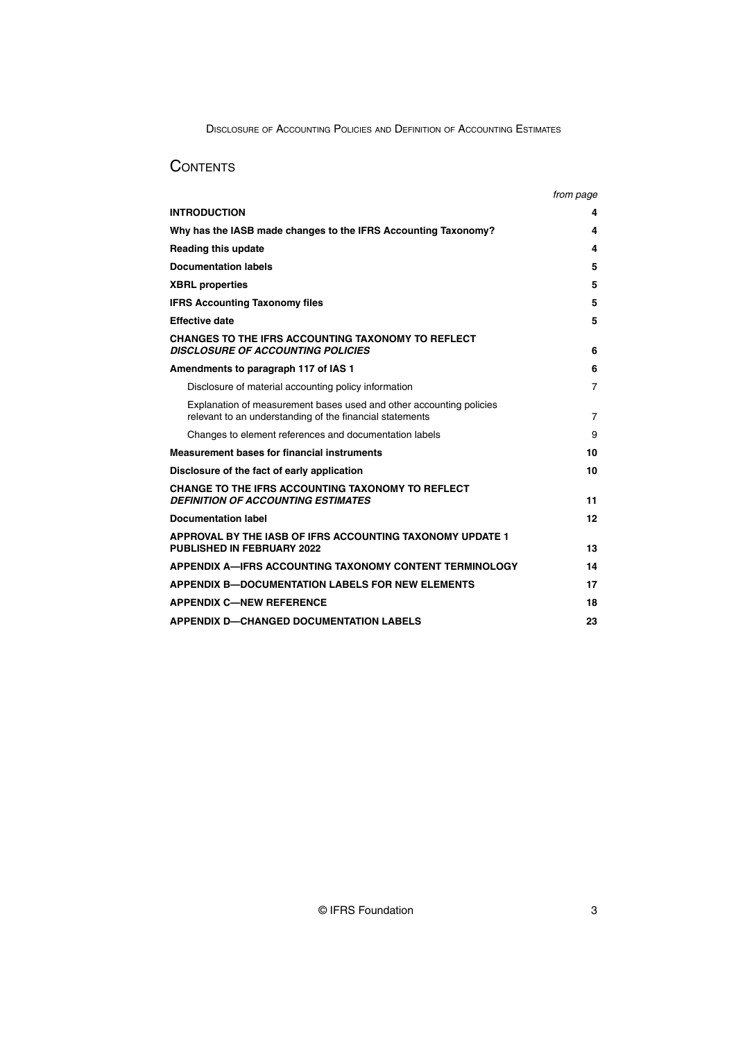# CONTENTS

| | *from page* |
|---|---|
| **INTRODUCTION** | **4** |
| **Why has the IASB made changes to the IFRS Accounting Taxonomy?** | **4** |
| **Reading this update** | **4** |
| **Documentation labels** | **5** |
| **XBRL properties** | **5** |
| **IFRS Accounting Taxonomy files** | **5** |
| **Effective date** | **5** |
| **CHANGES TO THE IFRS ACCOUNTING TAXONOMY TO REFLECT *DISCLOSURE OF ACCOUNTING POLICIES*** | **6** |
| **Amendments to paragraph 117 of IAS 1** | **6** |
| Disclosure of material accounting policy information | 7 |
| Explanation of measurement bases used and other accounting policies relevant to an understanding of the financial statements | 7 |
| Changes to element references and documentation labels | 9 |
| **Measurement bases for financial instruments** | **10** |
| **Disclosure of the fact of early application** | **10** |
| **CHANGE TO THE IFRS ACCOUNTING TAXONOMY TO REFLECT *DEFINITION OF ACCOUNTING ESTIMATES*** | **11** |
| **Documentation label** | **12** |
| **APPROVAL BY THE IASB OF IFRS ACCOUNTING TAXONOMY UPDATE 1 PUBLISHED IN FEBRUARY 2022** | **13** |
| **APPENDIX A—IFRS ACCOUNTING TAXONOMY CONTENT TERMINOLOGY** | **14** |
| **APPENDIX B—DOCUMENTATION LABELS FOR NEW ELEMENTS** | **17** |
| **APPENDIX C—NEW REFERENCE** | **18** |
| **APPENDIX D—CHANGED DOCUMENTATION LABELS** | **23** |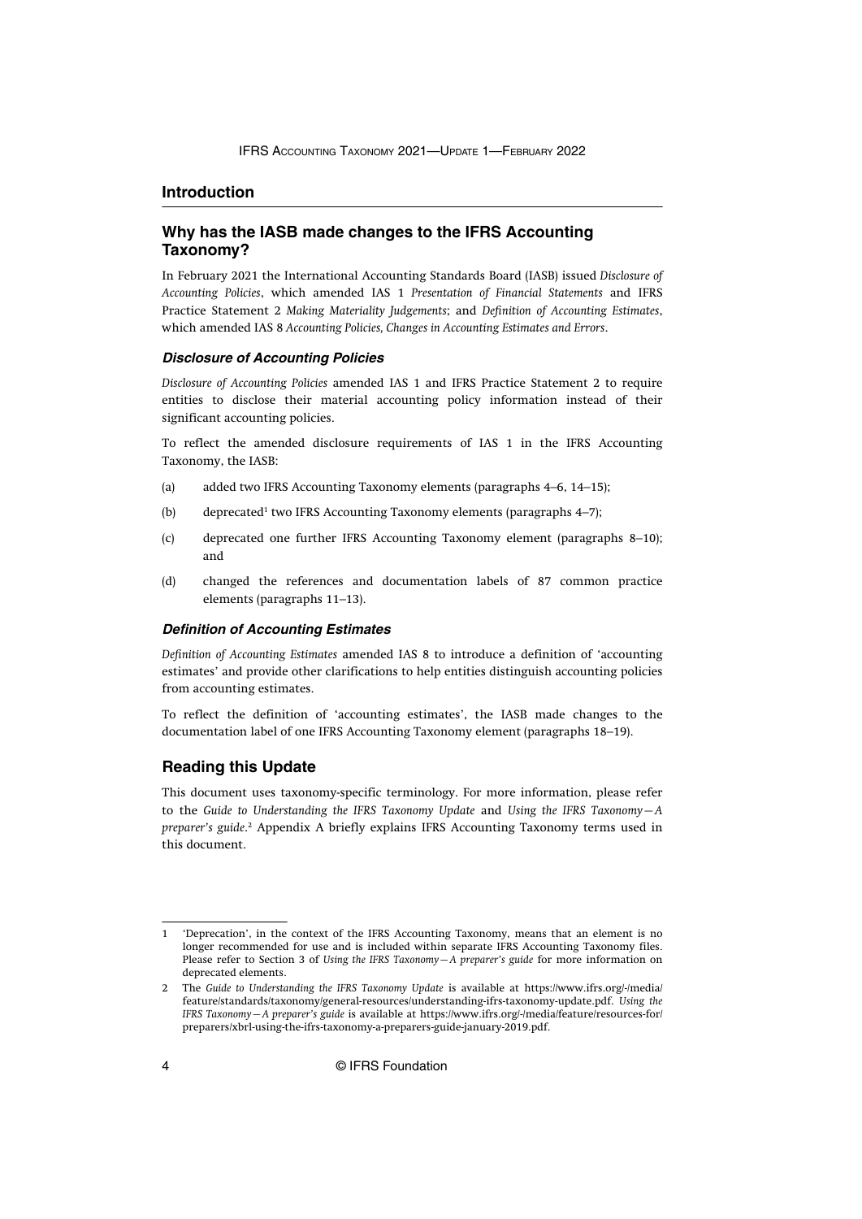## Introduction

### Why has the IASB made changes to the IFRS Accounting Taxonomy?

In February 2021 the International Accounting Standards Board (IASB) issued *Disclosure of Accounting Policies*, which amended IAS 1 *Presentation of Financial Statements* and IFRS Practice Statement 2 *Making Materiality Judgements*; and *Definition of Accounting Estimates*, which amended IAS 8 *Accounting Policies, Changes in Accounting Estimates and Errors*.

#### *Disclosure of Accounting Policies*

*Disclosure of Accounting Policies* amended IAS 1 and IFRS Practice Statement 2 to require entities to disclose their material accounting policy information instead of their significant accounting policies.

To reflect the amended disclosure requirements of IAS 1 in the IFRS Accounting Taxonomy, the IASB:

(a) added two IFRS Accounting Taxonomy elements (paragraphs 4–6, 14–15);

(b) deprecated[1] two IFRS Accounting Taxonomy elements (paragraphs 4–7);

(c) deprecated one further IFRS Accounting Taxonomy element (paragraphs 8–10); and

(d) changed the references and documentation labels of 87 common practice elements (paragraphs 11–13).

#### *Definition of Accounting Estimates*

*Definition of Accounting Estimates* amended IAS 8 to introduce a definition of 'accounting estimates' and provide other clarifications to help entities distinguish accounting policies from accounting estimates.

To reflect the definition of 'accounting estimates', the IASB made changes to the documentation label of one IFRS Accounting Taxonomy element (paragraphs 18–19).

### Reading this Update

This document uses taxonomy-specific terminology. For more information, please refer to the *Guide to Understanding the IFRS Taxonomy Update* and *Using the IFRS Taxonomy—A preparer's guide*.[2] Appendix A briefly explains IFRS Accounting Taxonomy terms used in this document.

---

1 'Deprecation', in the context of the IFRS Accounting Taxonomy, means that an element is no longer recommended for use and is included within separate IFRS Accounting Taxonomy files. Please refer to Section 3 of *Using the IFRS Taxonomy—A preparer's guide* for more information on deprecated elements.

2 The *Guide to Understanding the IFRS Taxonomy Update* is available at https://www.ifrs.org/-/media/feature/standards/taxonomy/general-resources/understanding-ifrs-taxonomy-update.pdf. *Using the IFRS Taxonomy—A preparer's guide* is available at https://www.ifrs.org/-/media/feature/resources-for/preparers/xbrl-using-the-ifrs-taxonomy-a-preparers-guide-january-2019.pdf.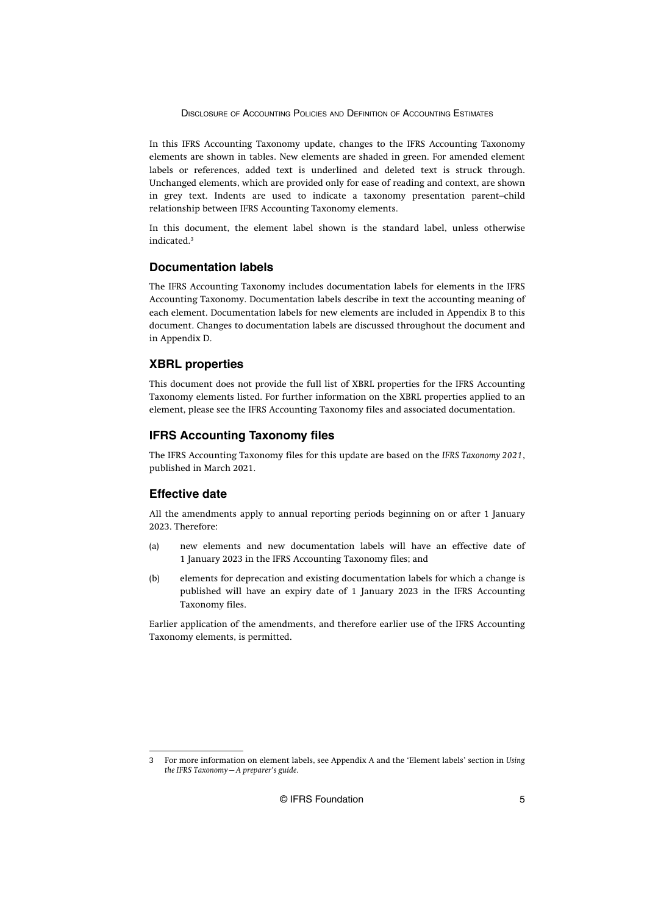In this IFRS Accounting Taxonomy update, changes to the IFRS Accounting Taxonomy elements are shown in tables. New elements are shaded in green. For amended element labels or references, added text is underlined and deleted text is struck through. Unchanged elements, which are provided only for ease of reading and context, are shown in grey text. Indents are used to indicate a taxonomy presentation parent–child relationship between IFRS Accounting Taxonomy elements.

In this document, the element label shown is the standard label, unless otherwise indicated.[3]

## Documentation labels

The IFRS Accounting Taxonomy includes documentation labels for elements in the IFRS Accounting Taxonomy. Documentation labels describe in text the accounting meaning of each element. Documentation labels for new elements are included in Appendix B to this document. Changes to documentation labels are discussed throughout the document and in Appendix D.

## XBRL properties

This document does not provide the full list of XBRL properties for the IFRS Accounting Taxonomy elements listed. For further information on the XBRL properties applied to an element, please see the IFRS Accounting Taxonomy files and associated documentation.

## IFRS Accounting Taxonomy files

The IFRS Accounting Taxonomy files for this update are based on the *IFRS Taxonomy 2021*, published in March 2021.

## Effective date

All the amendments apply to annual reporting periods beginning on or after 1 January 2023. Therefore:

(a) new elements and new documentation labels will have an effective date of 1 January 2023 in the IFRS Accounting Taxonomy files; and

(b) elements for deprecation and existing documentation labels for which a change is published will have an expiry date of 1 January 2023 in the IFRS Accounting Taxonomy files.

Earlier application of the amendments, and therefore earlier use of the IFRS Accounting Taxonomy elements, is permitted.

---

3 For more information on element labels, see Appendix A and the 'Element labels' section in *Using the IFRS Taxonomy—A preparer's guide*.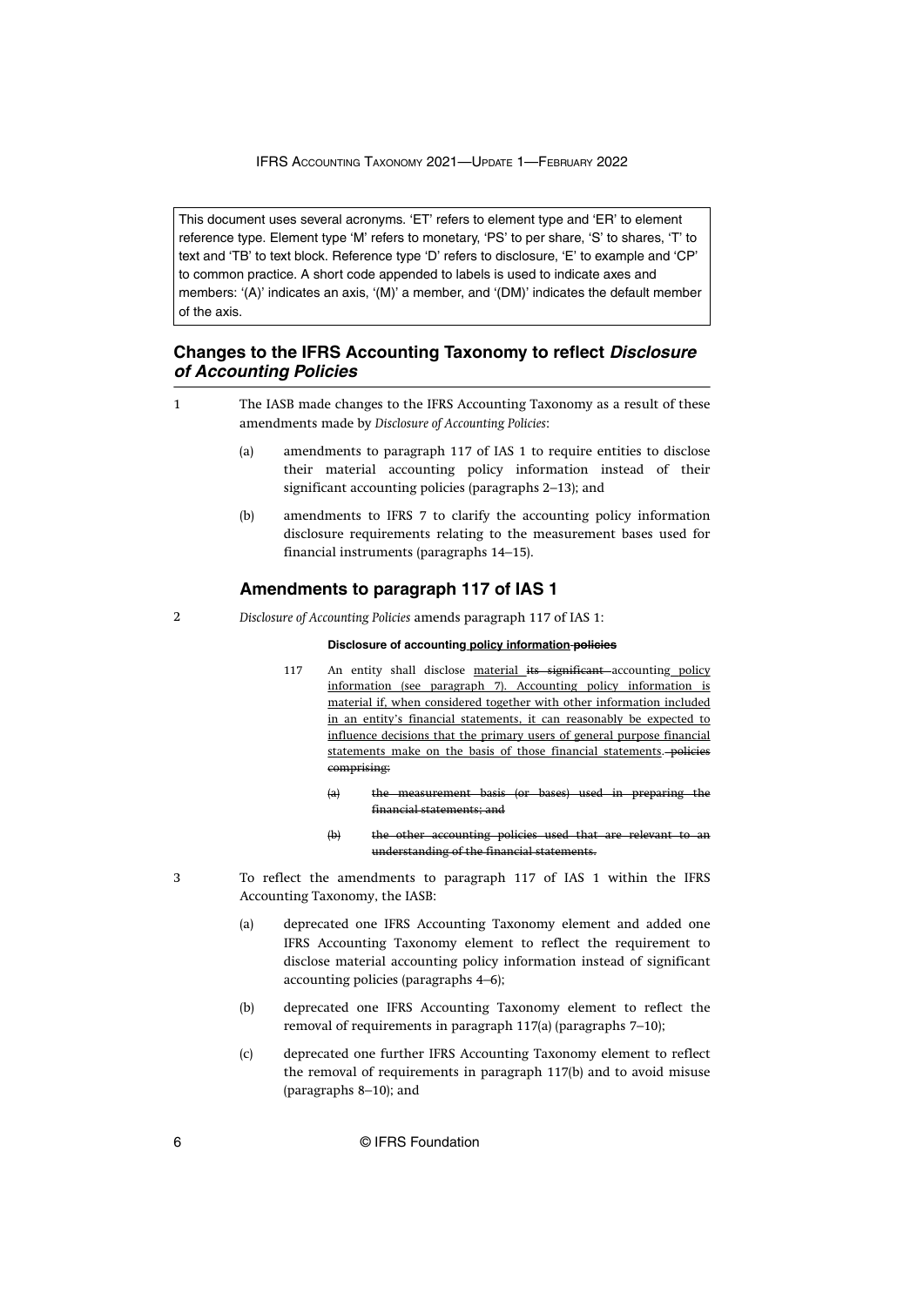This document uses several acronyms. 'ET' refers to element type and 'ER' to element reference type. Element type 'M' refers to monetary, 'PS' to per share, 'S' to shares, 'T' to text and 'TB' to text block. Reference type 'D' refers to disclosure, 'E' to example and 'CP' to common practice. A short code appended to labels is used to indicate axes and members: '(A)' indicates an axis, '(M)' a member, and '(DM)' indicates the default member of the axis.

## Changes to the IFRS Accounting Taxonomy to reflect *Disclosure of Accounting Policies*

1 The IASB made changes to the IFRS Accounting Taxonomy as a result of these amendments made by *Disclosure of Accounting Policies*:

(a) amendments to paragraph 117 of IAS 1 to require entities to disclose their material accounting policy information instead of their significant accounting policies (paragraphs 2–13); and

(b) amendments to IFRS 7 to clarify the accounting policy information disclosure requirements relating to the measurement bases used for financial instruments (paragraphs 14–15).

### Amendments to paragraph 117 of IAS 1

2 *Disclosure of Accounting Policies* amends paragraph 117 of IAS 1:

**Disclosure of accounting <u>policy information</u> ~~policies~~**

117 An entity shall disclose <u>material</u> ~~its significant~~ accounting <u>policy information (see paragraph 7). Accounting policy information is material if, when considered together with other information included in an entity's financial statements, it can reasonably be expected to influence decisions that the primary users of general purpose financial statements make on the basis of those financial statements.</u> ~~policies comprising:~~

~~(a) the measurement basis (or bases) used in preparing the financial statements; and~~

~~(b) the other accounting policies used that are relevant to an understanding of the financial statements.~~

3 To reflect the amendments to paragraph 117 of IAS 1 within the IFRS Accounting Taxonomy, the IASB:

(a) deprecated one IFRS Accounting Taxonomy element and added one IFRS Accounting Taxonomy element to reflect the requirement to disclose material accounting policy information instead of significant accounting policies (paragraphs 4–6);

(b) deprecated one IFRS Accounting Taxonomy element to reflect the removal of requirements in paragraph 117(a) (paragraphs 7–10);

(c) deprecated one further IFRS Accounting Taxonomy element to reflect the removal of requirements in paragraph 117(b) and to avoid misuse (paragraphs 8–10); and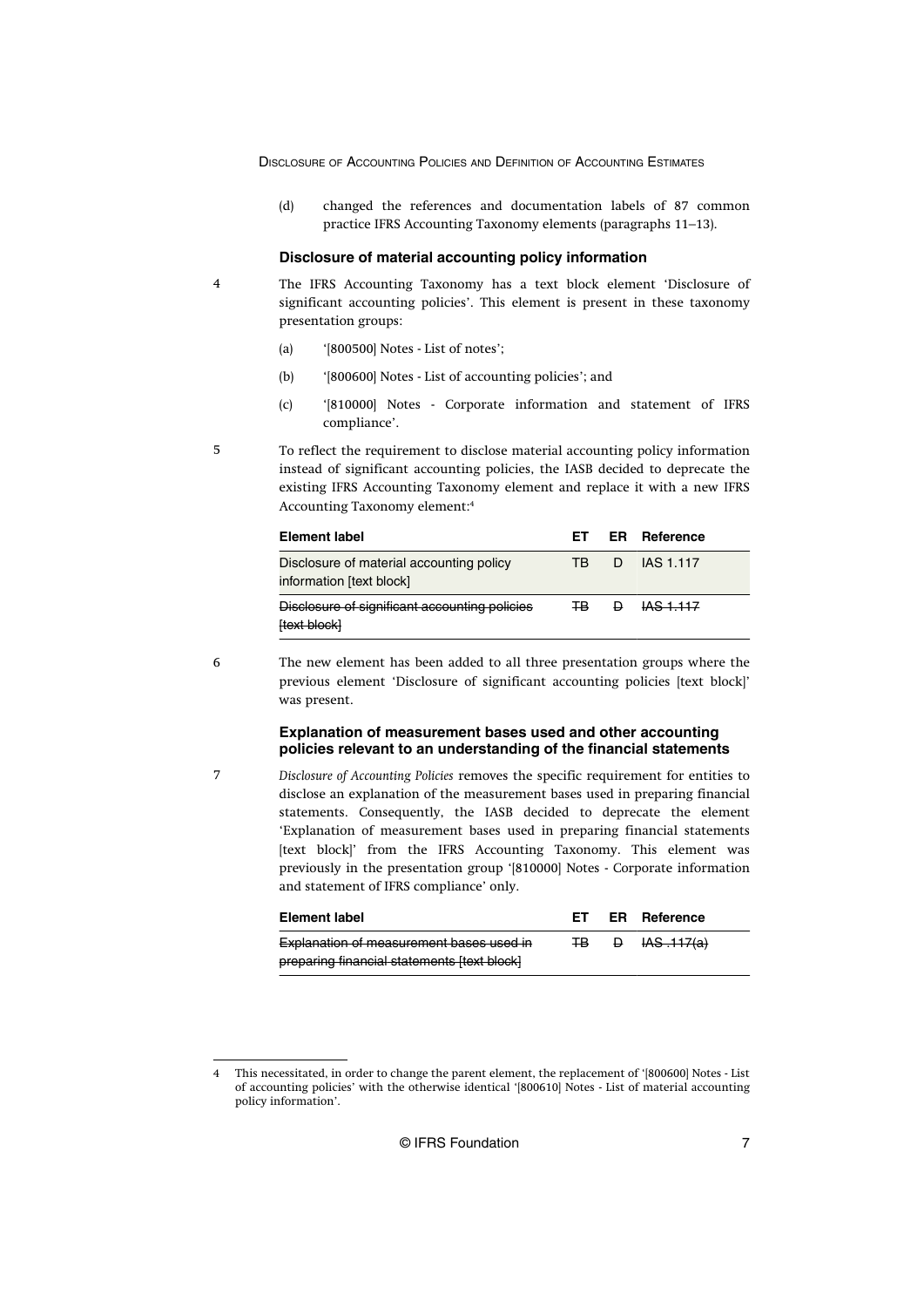(d) changed the references and documentation labels of 87 common practice IFRS Accounting Taxonomy elements (paragraphs 11–13).

### Disclosure of material accounting policy information

4 The IFRS Accounting Taxonomy has a text block element 'Disclosure of significant accounting policies'. This element is present in these taxonomy presentation groups:

(a) '[800500] Notes - List of notes';

(b) '[800600] Notes - List of accounting policies'; and

(c) '[810000] Notes - Corporate information and statement of IFRS compliance'.

5 To reflect the requirement to disclose material accounting policy information instead of significant accounting policies, the IASB decided to deprecate the existing IFRS Accounting Taxonomy element and replace it with a new IFRS Accounting Taxonomy element:[4]

| Element label | ET | ER | Reference |
|---|---|---|---|
| Disclosure of material accounting policy information [text block] | TB | D | IAS 1.117 |
| ~~Disclosure of significant accounting policies [text block]~~ | ~~TB~~ | ~~D~~ | ~~IAS 1.117~~ |

6 The new element has been added to all three presentation groups where the previous element 'Disclosure of significant accounting policies [text block]' was present.

### Explanation of measurement bases used and other accounting policies relevant to an understanding of the financial statements

7 *Disclosure of Accounting Policies* removes the specific requirement for entities to disclose an explanation of the measurement bases used in preparing financial statements. Consequently, the IASB decided to deprecate the element 'Explanation of measurement bases used in preparing financial statements [text block]' from the IFRS Accounting Taxonomy. This element was previously in the presentation group '[810000] Notes - Corporate information and statement of IFRS compliance' only.

| Element label | ET | ER | Reference |
|---|---|---|---|
| ~~Explanation of measurement bases used in preparing financial statements [text block]~~ | ~~TB~~ | ~~D~~ | ~~IAS .117(a)~~ |

---

4 This necessitated, in order to change the parent element, the replacement of '[800600] Notes - List of accounting policies' with the otherwise identical '[800610] Notes - List of material accounting policy information'.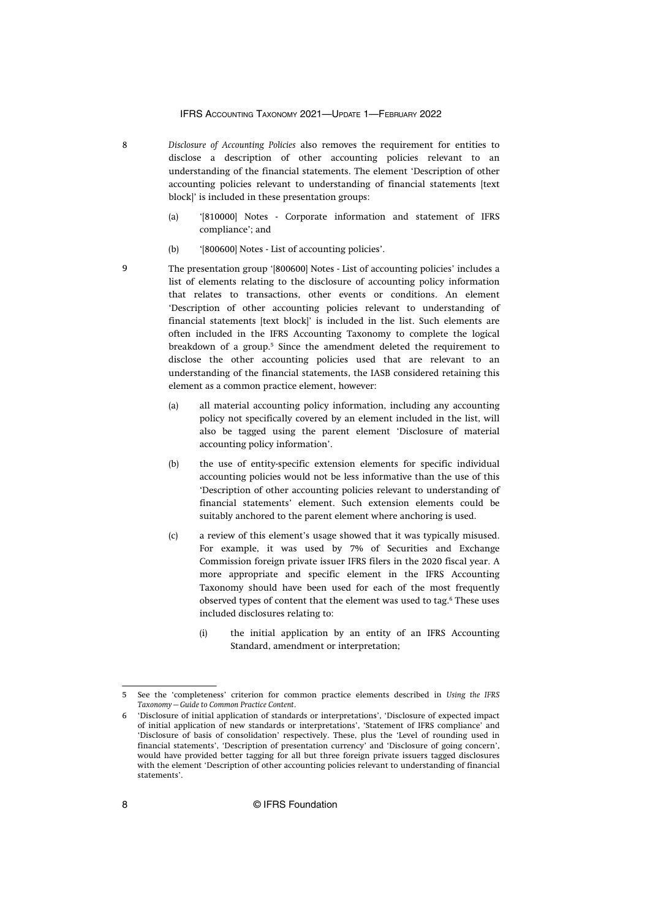8 *Disclosure of Accounting Policies* also removes the requirement for entities to disclose a description of other accounting policies relevant to an understanding of the financial statements. The element 'Description of other accounting policies relevant to understanding of financial statements [text block]' is included in these presentation groups:

(a) '[810000] Notes - Corporate information and statement of IFRS compliance'; and

(b) '[800600] Notes - List of accounting policies'.

9 The presentation group '[800600] Notes - List of accounting policies' includes a list of elements relating to the disclosure of accounting policy information that relates to transactions, other events or conditions. An element 'Description of other accounting policies relevant to understanding of financial statements [text block]' is included in the list. Such elements are often included in the IFRS Accounting Taxonomy to complete the logical breakdown of a group.[5] Since the amendment deleted the requirement to disclose the other accounting policies used that are relevant to an understanding of the financial statements, the IASB considered retaining this element as a common practice element, however:

(a) all material accounting policy information, including any accounting policy not specifically covered by an element included in the list, will also be tagged using the parent element 'Disclosure of material accounting policy information'.

(b) the use of entity-specific extension elements for specific individual accounting policies would not be less informative than the use of this 'Description of other accounting policies relevant to understanding of financial statements' element. Such extension elements could be suitably anchored to the parent element where anchoring is used.

(c) a review of this element's usage showed that it was typically misused. For example, it was used by 7% of Securities and Exchange Commission foreign private issuer IFRS filers in the 2020 fiscal year. A more appropriate and specific element in the IFRS Accounting Taxonomy should have been used for each of the most frequently observed types of content that the element was used to tag.[6] These uses included disclosures relating to:

(i) the initial application by an entity of an IFRS Accounting Standard, amendment or interpretation;

---

5 See the 'completeness' criterion for common practice elements described in *Using the IFRS Taxonomy—Guide to Common Practice Content*.

6 'Disclosure of initial application of standards or interpretations', 'Disclosure of expected impact of initial application of new standards or interpretations', 'Statement of IFRS compliance' and 'Disclosure of basis of consolidation' respectively. These, plus the 'Level of rounding used in financial statements', 'Description of presentation currency' and 'Disclosure of going concern', would have provided better tagging for all but three foreign private issuers tagged disclosures with the element 'Description of other accounting policies relevant to understanding of financial statements'.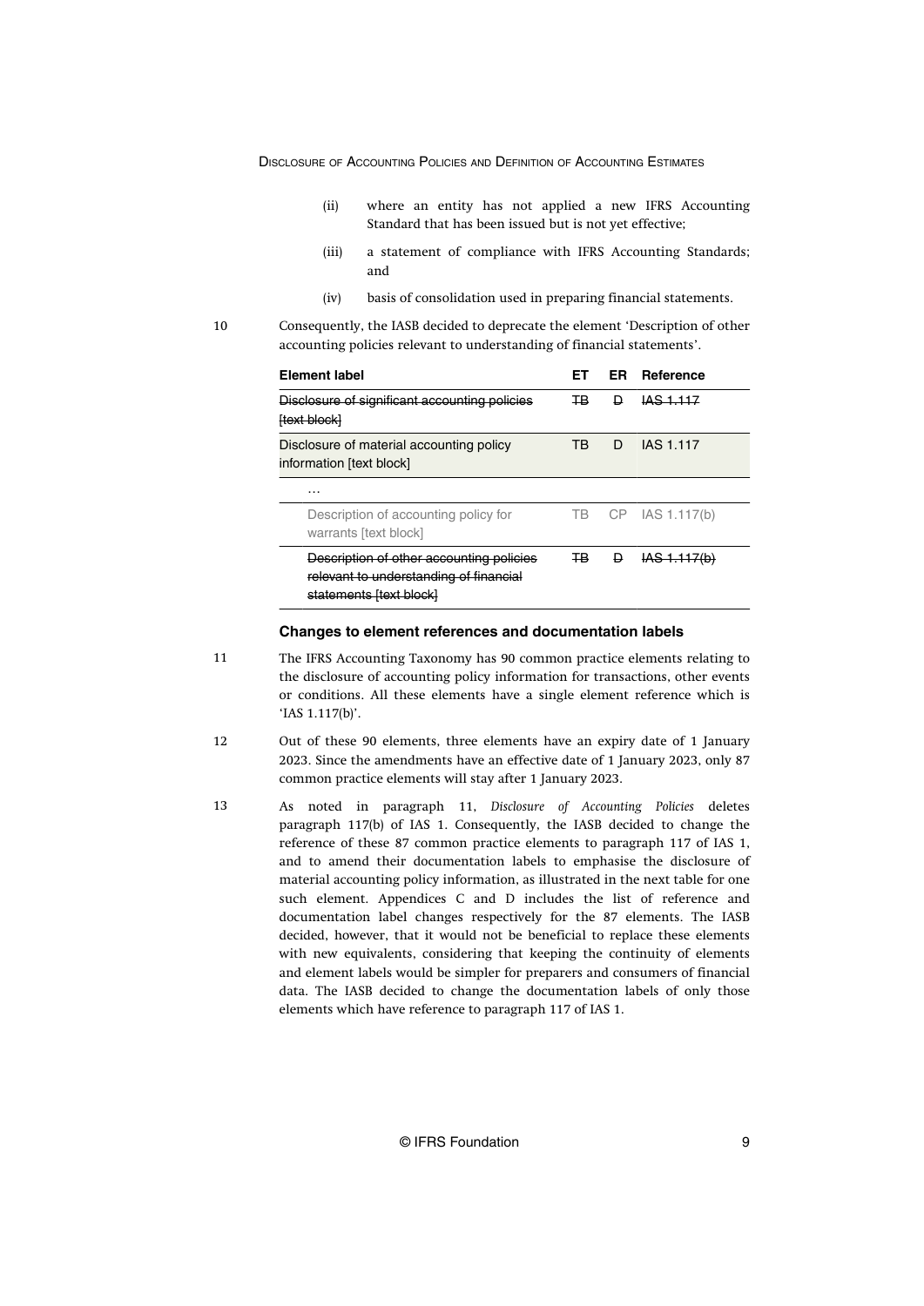(ii) where an entity has not applied a new IFRS Accounting Standard that has been issued but is not yet effective;

(iii) a statement of compliance with IFRS Accounting Standards; and

(iv) basis of consolidation used in preparing financial statements.

10 Consequently, the IASB decided to deprecate the element 'Description of other accounting policies relevant to understanding of financial statements'.

| Element label | ET | ER | Reference |
|---|---|---|---|
| ~~Disclosure of significant accounting policies [text block]~~ | ~~TB~~ | ~~D~~ | ~~IAS 1.117~~ |
| Disclosure of material accounting policy information [text block] | TB | D | IAS 1.117 |
| … | | | |
| Description of accounting policy for warrants [text block] | TB | CP | IAS 1.117(b) |
| ~~Description of other accounting policies relevant to understanding of financial statements [text block]~~ | ~~TB~~ | ~~D~~ | ~~IAS 1.117(b)~~ |

### Changes to element references and documentation labels

11 The IFRS Accounting Taxonomy has 90 common practice elements relating to the disclosure of accounting policy information for transactions, other events or conditions. All these elements have a single element reference which is 'IAS 1.117(b)'.

12 Out of these 90 elements, three elements have an expiry date of 1 January 2023. Since the amendments have an effective date of 1 January 2023, only 87 common practice elements will stay after 1 January 2023.

13 As noted in paragraph 11, *Disclosure of Accounting Policies* deletes paragraph 117(b) of IAS 1. Consequently, the IASB decided to change the reference of these 87 common practice elements to paragraph 117 of IAS 1, and to amend their documentation labels to emphasise the disclosure of material accounting policy information, as illustrated in the next table for one such element. Appendices C and D includes the list of reference and documentation label changes respectively for the 87 elements. The IASB decided, however, that it would not be beneficial to replace these elements with new equivalents, considering that keeping the continuity of elements and element labels would be simpler for preparers and consumers of financial data. The IASB decided to change the documentation labels of only those elements which have reference to paragraph 117 of IAS 1.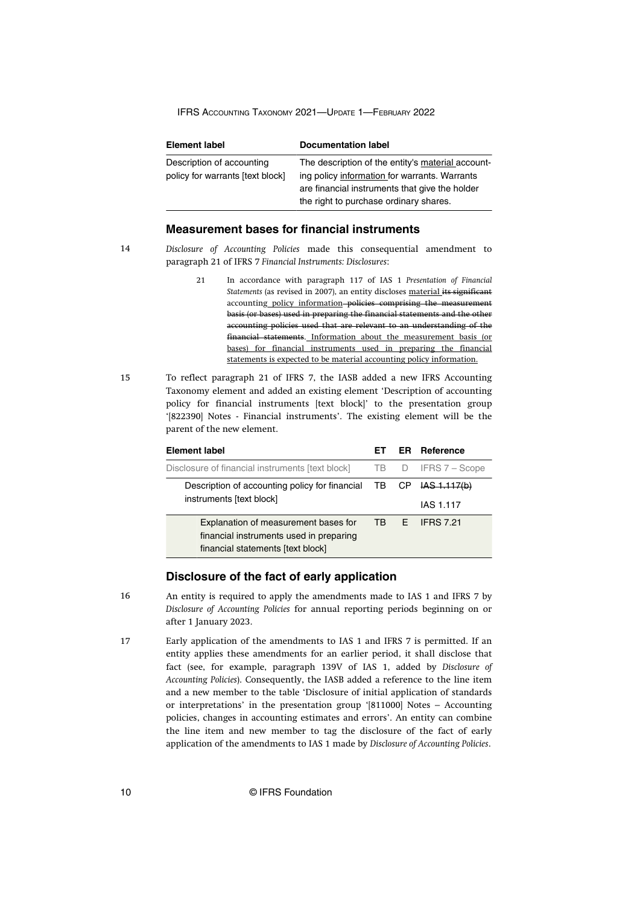| Element label | Documentation label |
|---|---|
| Description of accounting policy for warrants [text block] | The description of the entity's <u>material</u> accounting policy <u>information</u> for warrants. Warrants are financial instruments that give the holder the right to purchase ordinary shares. |

## Measurement bases for financial instruments

14 *Disclosure of Accounting Policies* made this consequential amendment to paragraph 21 of IFRS 7 *Financial Instruments: Disclosures*:

> 21 In accordance with paragraph 117 of IAS 1 *Presentation of Financial Statements* (as revised in 2007), an entity discloses <u>material</u> ~~its significant~~ accounting <u>policy information</u> ~~policies comprising the measurement basis (or bases) used in preparing the financial statements and the other accounting policies used that are relevant to an understanding of the financial statements~~. <u>Information about the measurement basis (or bases) for financial instruments used in preparing the financial statements is expected to be material accounting policy information.</u>

15 To reflect paragraph 21 of IFRS 7, the IASB added a new IFRS Accounting Taxonomy element and added an existing element 'Description of accounting policy for financial instruments [text block]' to the presentation group '[822390] Notes - Financial instruments'. The existing element will be the parent of the new element.

| Element label | ET | ER | Reference |
|---|---|---|---|
| Disclosure of financial instruments [text block] | TB | D | IFRS 7 – Scope |
| Description of accounting policy for financial instruments [text block] | TB | CP | ~~IAS 1.117(b)~~<br>IAS 1.117 |
| Explanation of measurement bases for financial instruments used in preparing financial statements [text block] | TB | E | IFRS 7.21 |

## Disclosure of the fact of early application

16 An entity is required to apply the amendments made to IAS 1 and IFRS 7 by *Disclosure of Accounting Policies* for annual reporting periods beginning on or after 1 January 2023.

17 Early application of the amendments to IAS 1 and IFRS 7 is permitted. If an entity applies these amendments for an earlier period, it shall disclose that fact (see, for example, paragraph 139V of IAS 1, added by *Disclosure of Accounting Policies*). Consequently, the IASB added a reference to the line item and a new member to the table 'Disclosure of initial application of standards or interpretations' in the presentation group '[811000] Notes – Accounting policies, changes in accounting estimates and errors'. An entity can combine the line item and new member to tag the disclosure of the fact of early application of the amendments to IAS 1 made by *Disclosure of Accounting Policies*.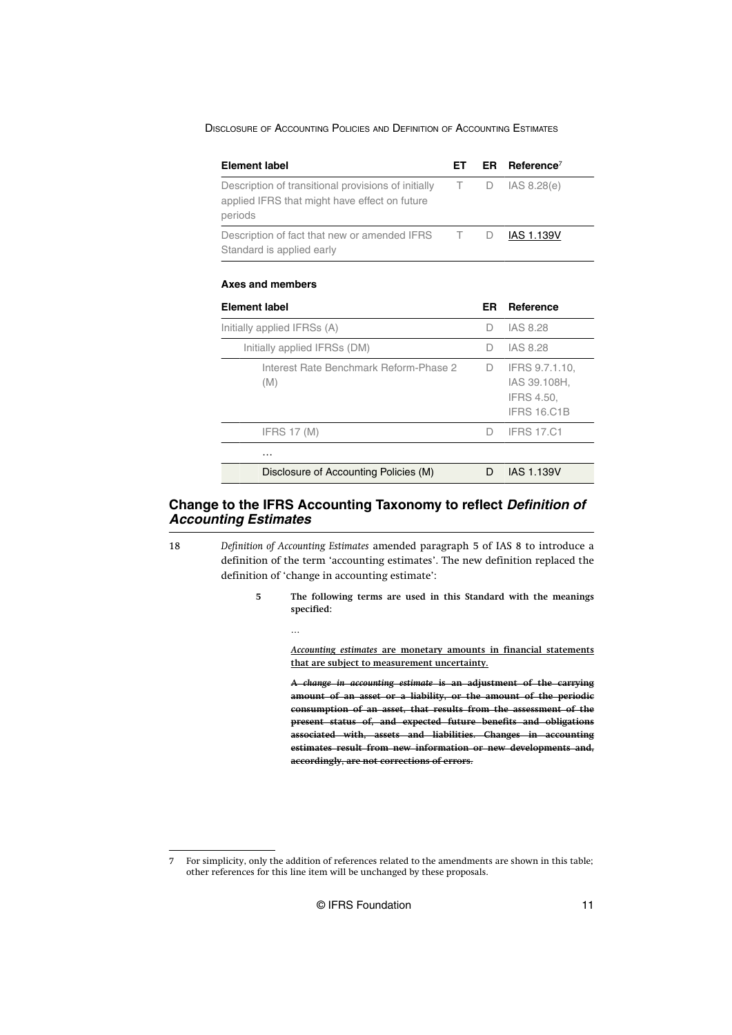| Element label | ET | ER | Reference[7] |
|---|---|---|---|
| Description of transitional provisions of initially applied IFRS that might have effect on future periods | T | D | IAS 8.28(e) |
| Description of fact that new or amended IFRS Standard is applied early | T | D | <u>IAS 1.139V</u> |

**Axes and members**

| Element label | ER | Reference |
|---|---|---|
| Initially applied IFRSs (A) | D | IAS 8.28 |
| Initially applied IFRSs (DM) | D | IAS 8.28 |
| Interest Rate Benchmark Reform-Phase 2 (M) | D | IFRS 9.7.1.10, IAS 39.108H, IFRS 4.50, IFRS 16.C1B |
| IFRS 17 (M) | D | IFRS 17.C1 |
| … | | |
| Disclosure of Accounting Policies (M) | D | IAS 1.139V |

## Change to the IFRS Accounting Taxonomy to reflect *Definition of Accounting Estimates*

18 *Definition of Accounting Estimates* amended paragraph 5 of IAS 8 to introduce a definition of the term 'accounting estimates'. The new definition replaced the definition of 'change in accounting estimate':

> **5 The following terms are used in this Standard with the meanings specified:**
>
> …
>
> <u>***Accounting estimates*** **are monetary amounts in financial statements that are subject to measurement uncertainty.**</u>
>
> ~~**A *change in accounting estimate* is an adjustment of the carrying amount of an asset or a liability, or the amount of the periodic consumption of an asset, that results from the assessment of the present status of, and expected future benefits and obligations associated with, assets and liabilities. Changes in accounting estimates result from new information or new developments and, accordingly, are not corrections of errors.**~~

7 For simplicity, only the addition of references related to the amendments are shown in this table; other references for this line item will be unchanged by these proposals.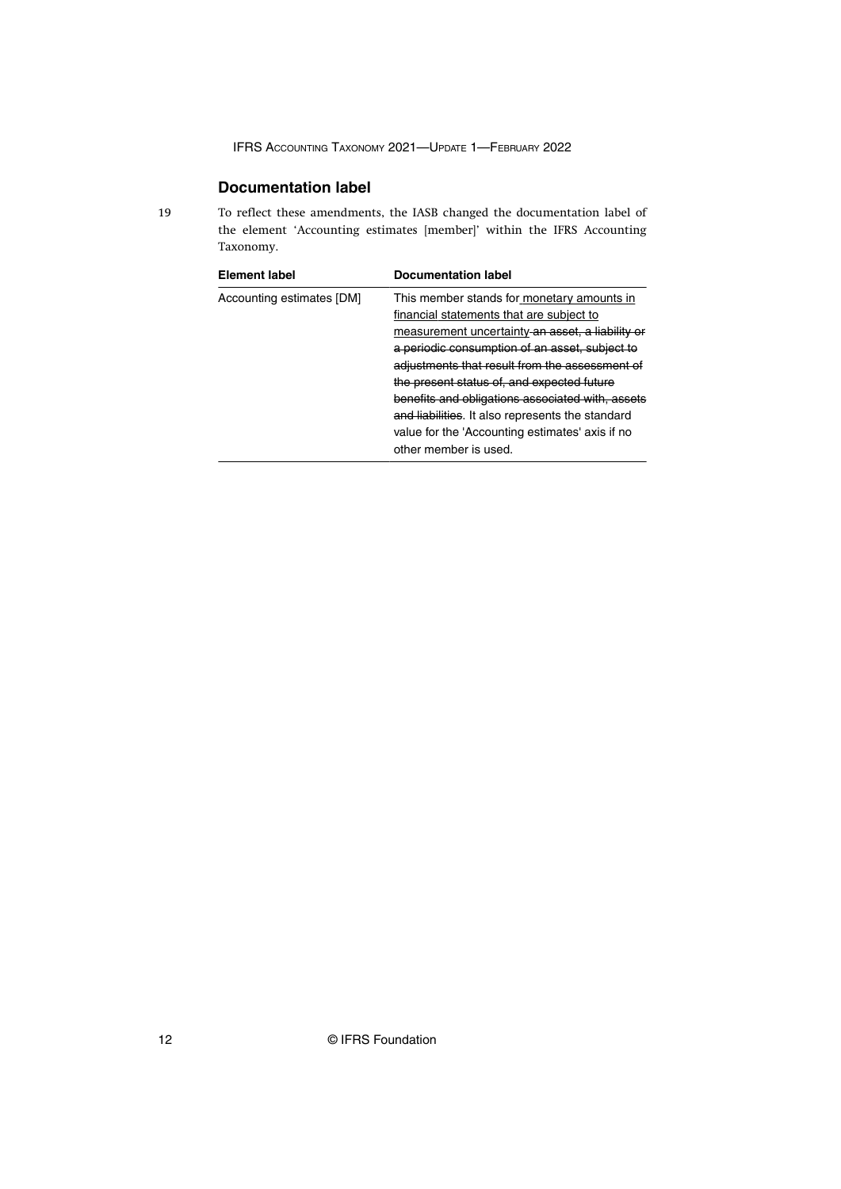## Documentation label

19 To reflect these amendments, the IASB changed the documentation label of the element 'Accounting estimates [member]' within the IFRS Accounting Taxonomy.

| Element label | Documentation label |
|---|---|
| Accounting estimates [DM] | This member stands for <u>monetary amounts in financial statements that are subject to measurement uncertainty</u> ~~an asset, a liability or a periodic consumption of an asset, subject to adjustments that result from the assessment of the present status of, and expected future benefits and obligations associated with, assets and liabilities~~. It also represents the standard value for the 'Accounting estimates' axis if no other member is used. |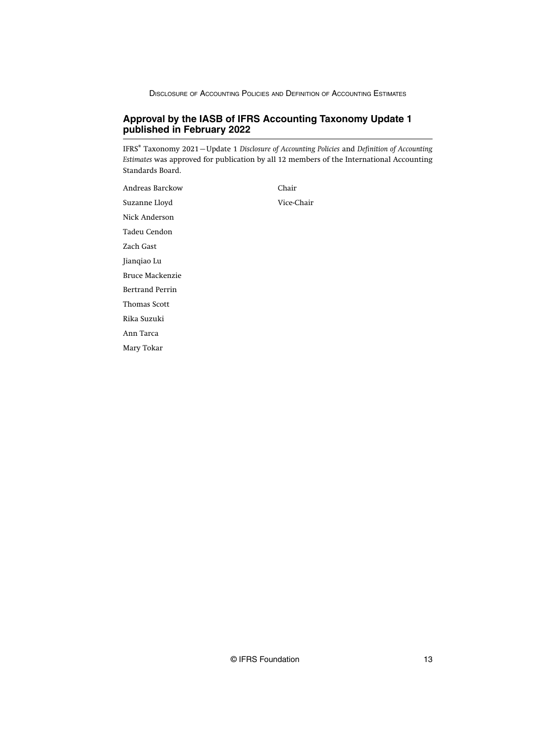## Approval by the IASB of IFRS Accounting Taxonomy Update 1 published in February 2022

IFRS® Taxonomy 2021—Update 1 *Disclosure of Accounting Policies* and *Definition of Accounting Estimates* was approved for publication by all 12 members of the International Accounting Standards Board.

| | |
|---|---|
| Andreas Barckow | Chair |
| Suzanne Lloyd | Vice-Chair |
| Nick Anderson | |
| Tadeu Cendon | |
| Zach Gast | |
| Jianqiao Lu | |
| Bruce Mackenzie | |
| Bertrand Perrin | |
| Thomas Scott | |
| Rika Suzuki | |
| Ann Tarca | |
| Mary Tokar | |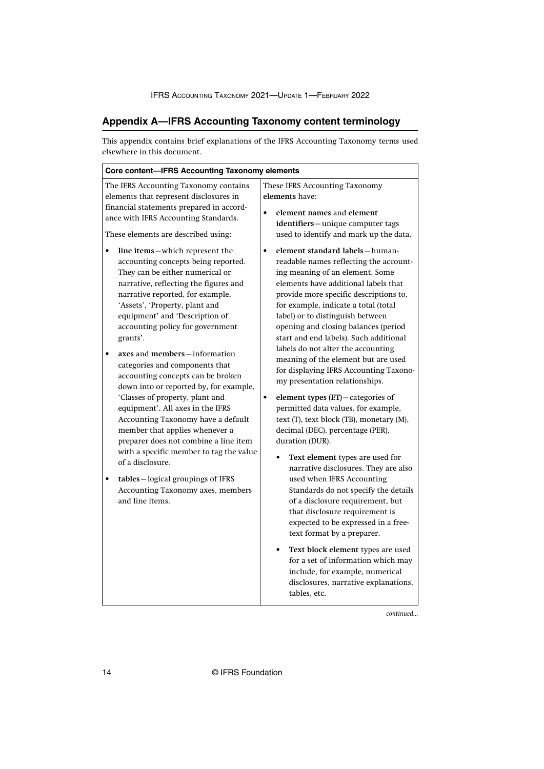## Appendix A—IFRS Accounting Taxonomy content terminology

This appendix contains brief explanations of the IFRS Accounting Taxonomy terms used elsewhere in this document.

| Core content—IFRS Accounting Taxonomy elements | |
|---|---|
| The IFRS Accounting Taxonomy contains elements that represent disclosures in financial statements prepared in accordance with IFRS Accounting Standards.<br><br>These elements are described using:<br><br>• **line items**—which represent the accounting concepts being reported. They can be either numerical or narrative, reflecting the figures and narrative reported, for example, 'Assets', 'Property, plant and equipment' and 'Description of accounting policy for government grants'.<br><br>• **axes** and **members**—information categories and components that accounting concepts can be broken down into or reported by, for example, 'Classes of property, plant and equipment'. All axes in the IFRS Accounting Taxonomy have a default member that applies whenever a preparer does not combine a line item with a specific member to tag the value of a disclosure.<br><br>• **tables**—logical groupings of IFRS Accounting Taxonomy axes, members and line items. | These IFRS Accounting Taxonomy **elements** have:<br><br>• **element names** and **element identifiers**—unique computer tags used to identify and mark up the data.<br><br>• **element standard labels**—human-readable names reflecting the accounting meaning of an element. Some elements have additional labels that provide more specific descriptions to, for example, indicate a total (total label) or to distinguish between opening and closing balances (period start and end labels). Such additional labels do not alter the accounting meaning of the element but are used for displaying IFRS Accounting Taxonomy presentation relationships.<br><br>• **element types (ET)**—categories of permitted data values, for example, text (T), text block (TB), monetary (M), decimal (DEC), percentage (PER), duration (DUR).<br><br>  • **Text element** types are used for narrative disclosures. They are also used when IFRS Accounting Standards do not specify the details of a disclosure requirement, but that disclosure requirement is expected to be expressed in a free-text format by a preparer.<br><br>  • **Text block element** types are used for a set of information which may include, for example, numerical disclosures, narrative explanations, tables, etc. |

*continued...*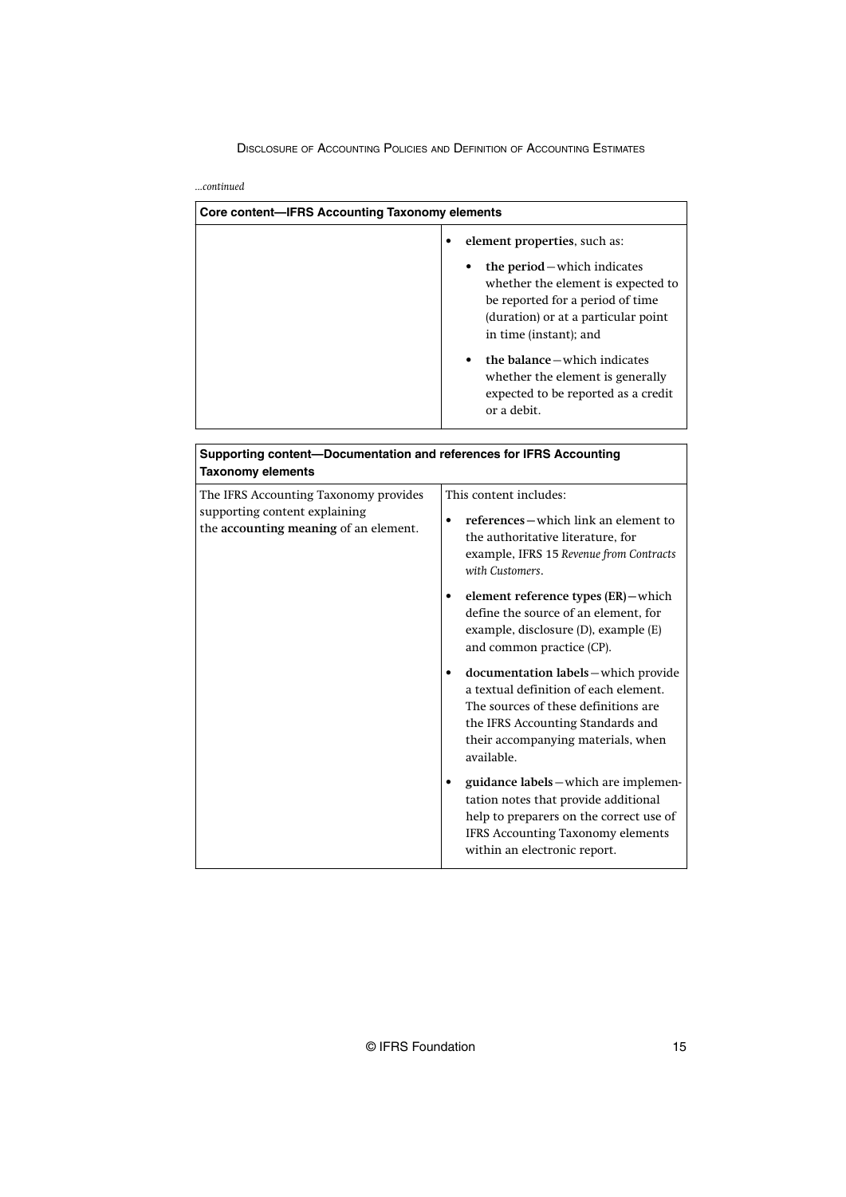*...continued*

| Core content—IFRS Accounting Taxonomy elements | |
|---|---|
| | • **element properties**, such as:<br>• **the period**—which indicates whether the element is expected to be reported for a period of time (duration) or at a particular point in time (instant); and<br>• **the balance**—which indicates whether the element is generally expected to be reported as a credit or a debit. |

| Supporting content—Documentation and references for IFRS Accounting Taxonomy elements | |
|---|---|
| The IFRS Accounting Taxonomy provides supporting content explaining the **accounting meaning** of an element. | This content includes:<br>• **references**—which link an element to the authoritative literature, for example, IFRS 15 *Revenue from Contracts with Customers*.<br>• **element reference types (ER)**—which define the source of an element, for example, disclosure (D), example (E) and common practice (CP).<br>• **documentation labels**—which provide a textual definition of each element. The sources of these definitions are the IFRS Accounting Standards and their accompanying materials, when available.<br>• **guidance labels**—which are implementation notes that provide additional help to preparers on the correct use of IFRS Accounting Taxonomy elements within an electronic report. |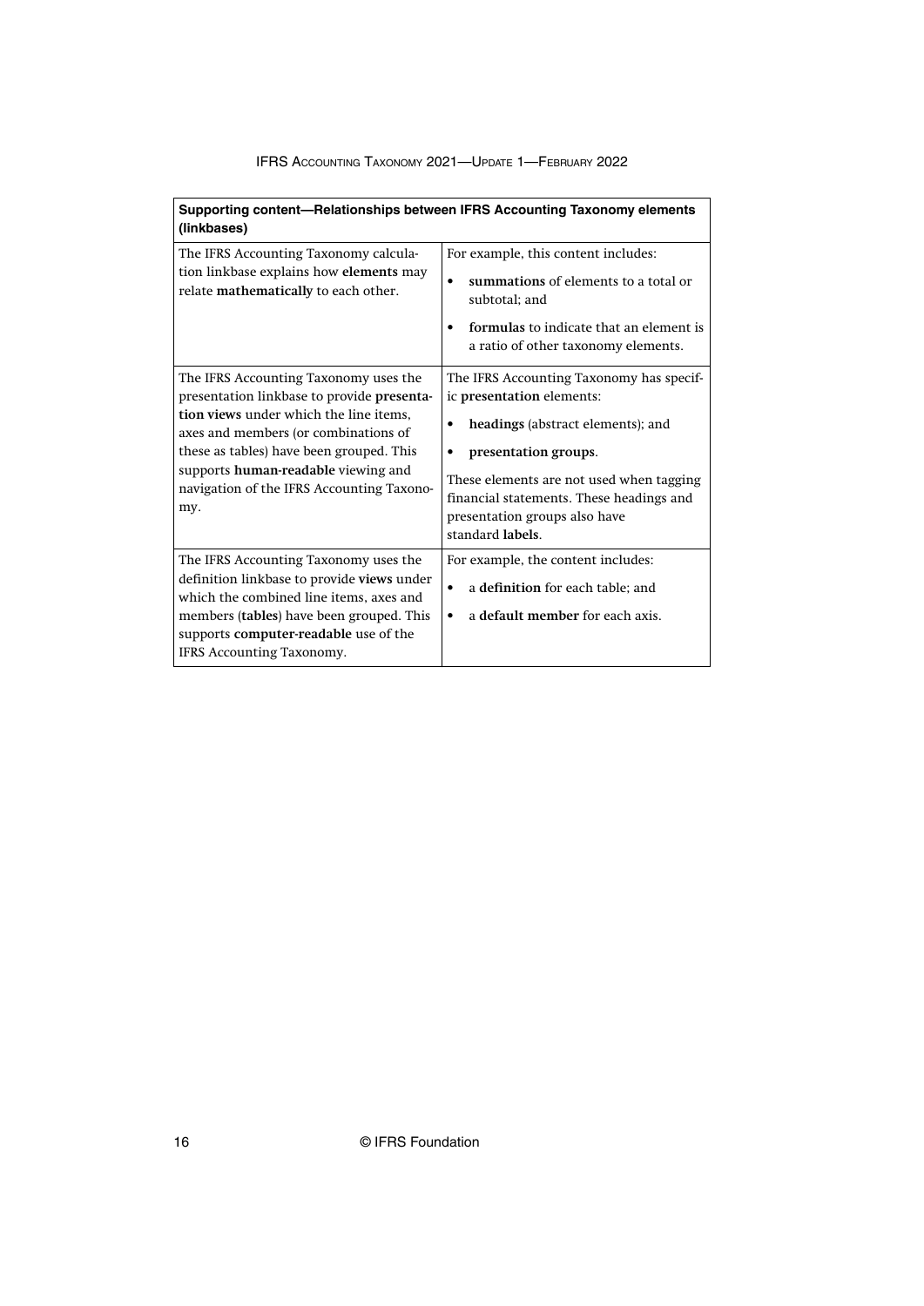| Supporting content—Relationships between IFRS Accounting Taxonomy elements (linkbases) | |
|---|---|
| The IFRS Accounting Taxonomy calculation linkbase explains how **elements** may relate **mathematically** to each other. | For example, this content includes: • **summations** of elements to a total or subtotal; and • **formulas** to indicate that an element is a ratio of other taxonomy elements. |
| The IFRS Accounting Taxonomy uses the presentation linkbase to provide **presentation views** under which the line items, axes and members (or combinations of these as tables) have been grouped. This supports **human-readable** viewing and navigation of the IFRS Accounting Taxonomy. | The IFRS Accounting Taxonomy has specific **presentation** elements: • **headings** (abstract elements); and • **presentation groups**. These elements are not used when tagging financial statements. These headings and presentation groups also have standard **labels**. |
| The IFRS Accounting Taxonomy uses the definition linkbase to provide **views** under which the combined line items, axes and members (**tables**) have been grouped. This supports **computer-readable** use of the IFRS Accounting Taxonomy. | For example, the content includes: • a **definition** for each table; and • a **default member** for each axis. |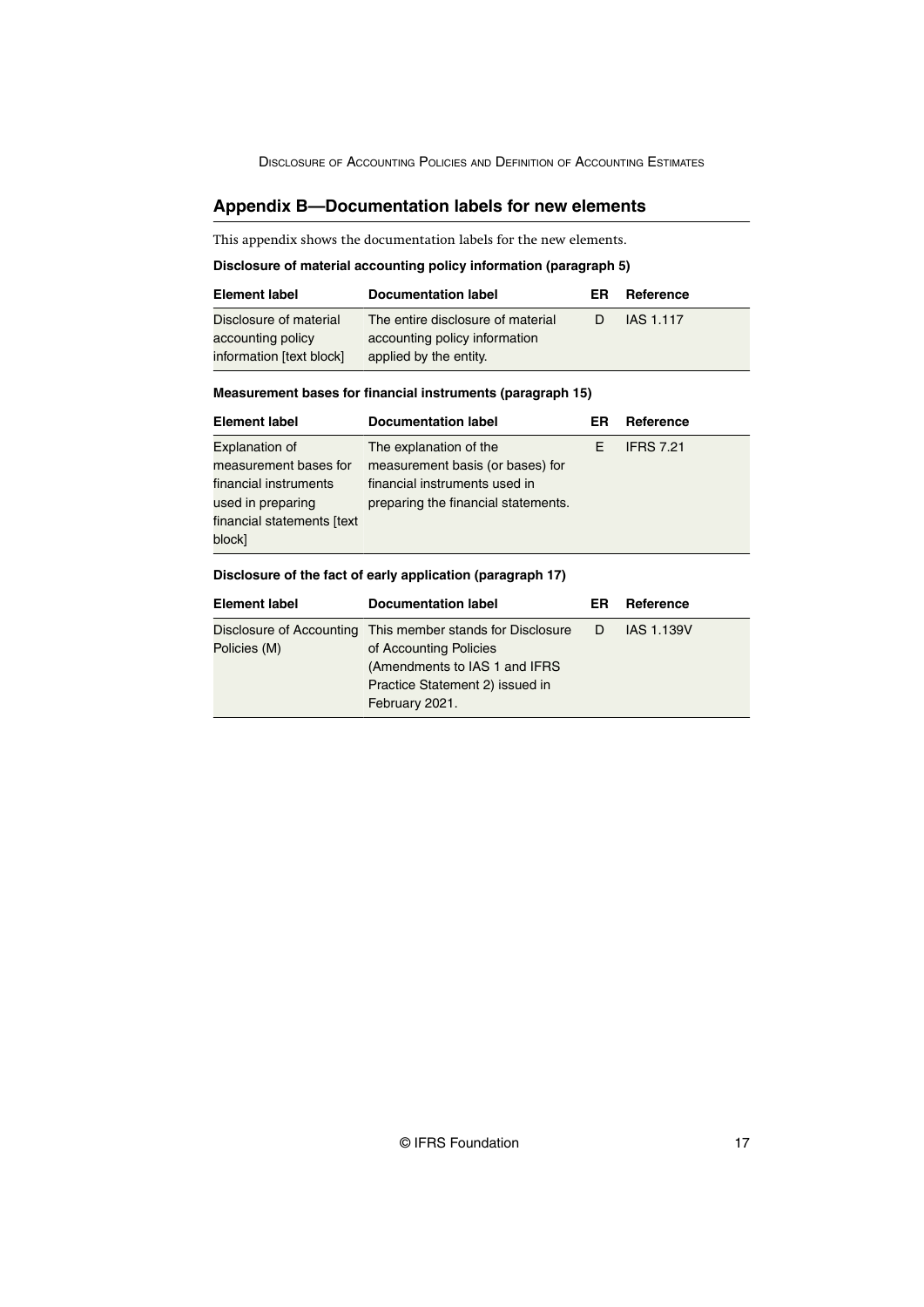## Appendix B—Documentation labels for new elements

This appendix shows the documentation labels for the new elements.

**Disclosure of material accounting policy information (paragraph 5)**

| Element label | Documentation label | ER | Reference |
|---|---|---|---|
| Disclosure of material accounting policy information [text block] | The entire disclosure of material accounting policy information applied by the entity. | D | IAS 1.117 |

**Measurement bases for financial instruments (paragraph 15)**

| Element label | Documentation label | ER | Reference |
|---|---|---|---|
| Explanation of measurement bases for financial instruments used in preparing financial statements [text block] | The explanation of the measurement basis (or bases) for financial instruments used in preparing the financial statements. | E | IFRS 7.21 |

**Disclosure of the fact of early application (paragraph 17)**

| Element label | Documentation label | ER | Reference |
|---|---|---|---|
| Disclosure of Accounting Policies (M) | This member stands for Disclosure of Accounting Policies (Amendments to IAS 1 and IFRS Practice Statement 2) issued in February 2021. | D | IAS 1.139V |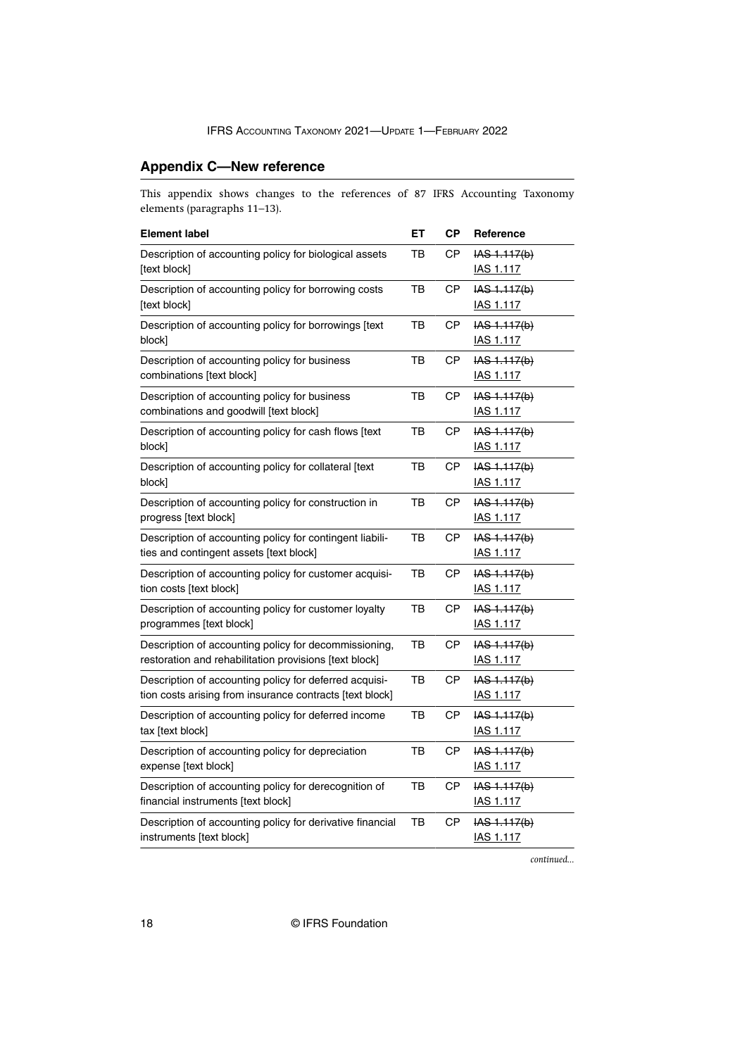## Appendix C—New reference

This appendix shows changes to the references of 87 IFRS Accounting Taxonomy elements (paragraphs 11–13).

| Element label | ET | CP | Reference |
|---|---|---|---|
| Description of accounting policy for biological assets [text block] | TB | CP | ~~IAS 1.117(b)~~ IAS 1.117 |
| Description of accounting policy for borrowing costs [text block] | TB | CP | ~~IAS 1.117(b)~~ IAS 1.117 |
| Description of accounting policy for borrowings [text block] | TB | CP | ~~IAS 1.117(b)~~ IAS 1.117 |
| Description of accounting policy for business combinations [text block] | TB | CP | ~~IAS 1.117(b)~~ IAS 1.117 |
| Description of accounting policy for business combinations and goodwill [text block] | TB | CP | ~~IAS 1.117(b)~~ IAS 1.117 |
| Description of accounting policy for cash flows [text block] | TB | CP | ~~IAS 1.117(b)~~ IAS 1.117 |
| Description of accounting policy for collateral [text block] | TB | CP | ~~IAS 1.117(b)~~ IAS 1.117 |
| Description of accounting policy for construction in progress [text block] | TB | CP | ~~IAS 1.117(b)~~ IAS 1.117 |
| Description of accounting policy for contingent liabilities and contingent assets [text block] | TB | CP | ~~IAS 1.117(b)~~ IAS 1.117 |
| Description of accounting policy for customer acquisition costs [text block] | TB | CP | ~~IAS 1.117(b)~~ IAS 1.117 |
| Description of accounting policy for customer loyalty programmes [text block] | TB | CP | ~~IAS 1.117(b)~~ IAS 1.117 |
| Description of accounting policy for decommissioning, restoration and rehabilitation provisions [text block] | TB | CP | ~~IAS 1.117(b)~~ IAS 1.117 |
| Description of accounting policy for deferred acquisition costs arising from insurance contracts [text block] | TB | CP | ~~IAS 1.117(b)~~ IAS 1.117 |
| Description of accounting policy for deferred income tax [text block] | TB | CP | ~~IAS 1.117(b)~~ IAS 1.117 |
| Description of accounting policy for depreciation expense [text block] | TB | CP | ~~IAS 1.117(b)~~ IAS 1.117 |
| Description of accounting policy for derecognition of financial instruments [text block] | TB | CP | ~~IAS 1.117(b)~~ IAS 1.117 |
| Description of accounting policy for derivative financial instruments [text block] | TB | CP | ~~IAS 1.117(b)~~ IAS 1.117 |

*continued...*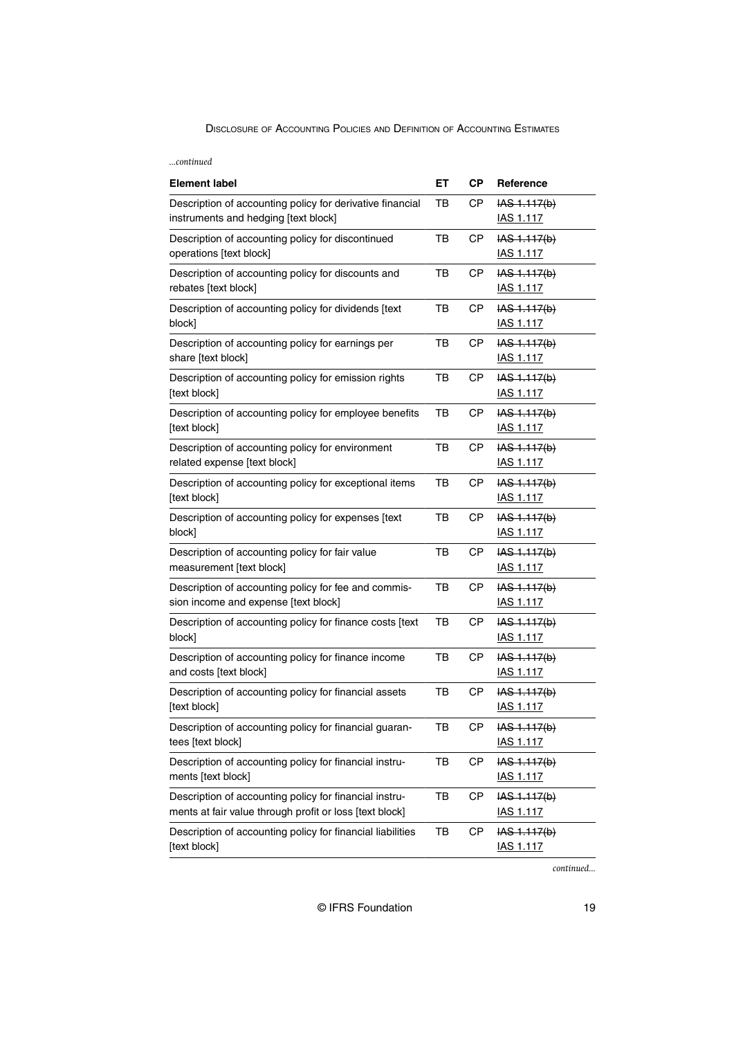*...continued*

| Element label | ET | CP | Reference |
|---|---|---|---|
| Description of accounting policy for derivative financial instruments and hedging [text block] | TB | CP | ~~IAS 1.117(b)~~ <u>IAS 1.117</u> |
| Description of accounting policy for discontinued operations [text block] | TB | CP | ~~IAS 1.117(b)~~ <u>IAS 1.117</u> |
| Description of accounting policy for discounts and rebates [text block] | TB | CP | ~~IAS 1.117(b)~~ <u>IAS 1.117</u> |
| Description of accounting policy for dividends [text block] | TB | CP | ~~IAS 1.117(b)~~ <u>IAS 1.117</u> |
| Description of accounting policy for earnings per share [text block] | TB | CP | ~~IAS 1.117(b)~~ <u>IAS 1.117</u> |
| Description of accounting policy for emission rights [text block] | TB | CP | ~~IAS 1.117(b)~~ <u>IAS 1.117</u> |
| Description of accounting policy for employee benefits [text block] | TB | CP | ~~IAS 1.117(b)~~ <u>IAS 1.117</u> |
| Description of accounting policy for environment related expense [text block] | TB | CP | ~~IAS 1.117(b)~~ <u>IAS 1.117</u> |
| Description of accounting policy for exceptional items [text block] | TB | CP | ~~IAS 1.117(b)~~ <u>IAS 1.117</u> |
| Description of accounting policy for expenses [text block] | TB | CP | ~~IAS 1.117(b)~~ <u>IAS 1.117</u> |
| Description of accounting policy for fair value measurement [text block] | TB | CP | ~~IAS 1.117(b)~~ <u>IAS 1.117</u> |
| Description of accounting policy for fee and commission income and expense [text block] | TB | CP | ~~IAS 1.117(b)~~ <u>IAS 1.117</u> |
| Description of accounting policy for finance costs [text block] | TB | CP | ~~IAS 1.117(b)~~ <u>IAS 1.117</u> |
| Description of accounting policy for finance income and costs [text block] | TB | CP | ~~IAS 1.117(b)~~ <u>IAS 1.117</u> |
| Description of accounting policy for financial assets [text block] | TB | CP | ~~IAS 1.117(b)~~ <u>IAS 1.117</u> |
| Description of accounting policy for financial guarantees [text block] | TB | CP | ~~IAS 1.117(b)~~ <u>IAS 1.117</u> |
| Description of accounting policy for financial instruments [text block] | TB | CP | ~~IAS 1.117(b)~~ <u>IAS 1.117</u> |
| Description of accounting policy for financial instruments at fair value through profit or loss [text block] | TB | CP | ~~IAS 1.117(b)~~ <u>IAS 1.117</u> |
| Description of accounting policy for financial liabilities [text block] | TB | CP | ~~IAS 1.117(b)~~ <u>IAS 1.117</u> |

*continued...*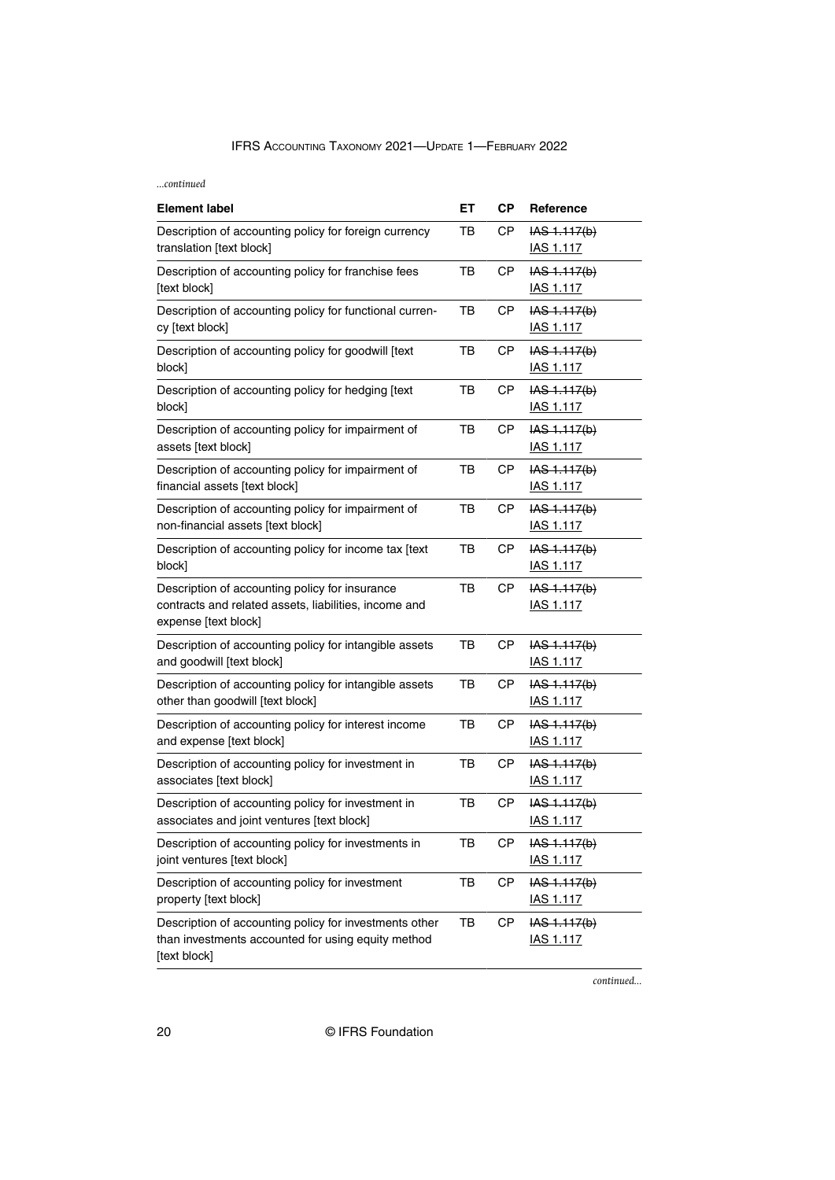*...continued*

| Element label | ET | CP | Reference |
|---|---|---|---|
| Description of accounting policy for foreign currency translation [text block] | TB | CP | ~~IAS 1.117(b)~~ <u>IAS 1.117</u> |
| Description of accounting policy for franchise fees [text block] | TB | CP | ~~IAS 1.117(b)~~ <u>IAS 1.117</u> |
| Description of accounting policy for functional currency [text block] | TB | CP | ~~IAS 1.117(b)~~ <u>IAS 1.117</u> |
| Description of accounting policy for goodwill [text block] | TB | CP | ~~IAS 1.117(b)~~ <u>IAS 1.117</u> |
| Description of accounting policy for hedging [text block] | TB | CP | ~~IAS 1.117(b)~~ <u>IAS 1.117</u> |
| Description of accounting policy for impairment of assets [text block] | TB | CP | ~~IAS 1.117(b)~~ <u>IAS 1.117</u> |
| Description of accounting policy for impairment of financial assets [text block] | TB | CP | ~~IAS 1.117(b)~~ <u>IAS 1.117</u> |
| Description of accounting policy for impairment of non-financial assets [text block] | TB | CP | ~~IAS 1.117(b)~~ <u>IAS 1.117</u> |
| Description of accounting policy for income tax [text block] | TB | CP | ~~IAS 1.117(b)~~ <u>IAS 1.117</u> |
| Description of accounting policy for insurance contracts and related assets, liabilities, income and expense [text block] | TB | CP | ~~IAS 1.117(b)~~ <u>IAS 1.117</u> |
| Description of accounting policy for intangible assets and goodwill [text block] | TB | CP | ~~IAS 1.117(b)~~ <u>IAS 1.117</u> |
| Description of accounting policy for intangible assets other than goodwill [text block] | TB | CP | ~~IAS 1.117(b)~~ <u>IAS 1.117</u> |
| Description of accounting policy for interest income and expense [text block] | TB | CP | ~~IAS 1.117(b)~~ <u>IAS 1.117</u> |
| Description of accounting policy for investment in associates [text block] | TB | CP | ~~IAS 1.117(b)~~ <u>IAS 1.117</u> |
| Description of accounting policy for investment in associates and joint ventures [text block] | TB | CP | ~~IAS 1.117(b)~~ <u>IAS 1.117</u> |
| Description of accounting policy for investments in joint ventures [text block] | TB | CP | ~~IAS 1.117(b)~~ <u>IAS 1.117</u> |
| Description of accounting policy for investment property [text block] | TB | CP | ~~IAS 1.117(b)~~ <u>IAS 1.117</u> |
| Description of accounting policy for investments other than investments accounted for using equity method [text block] | TB | CP | ~~IAS 1.117(b)~~ <u>IAS 1.117</u> |

*continued...*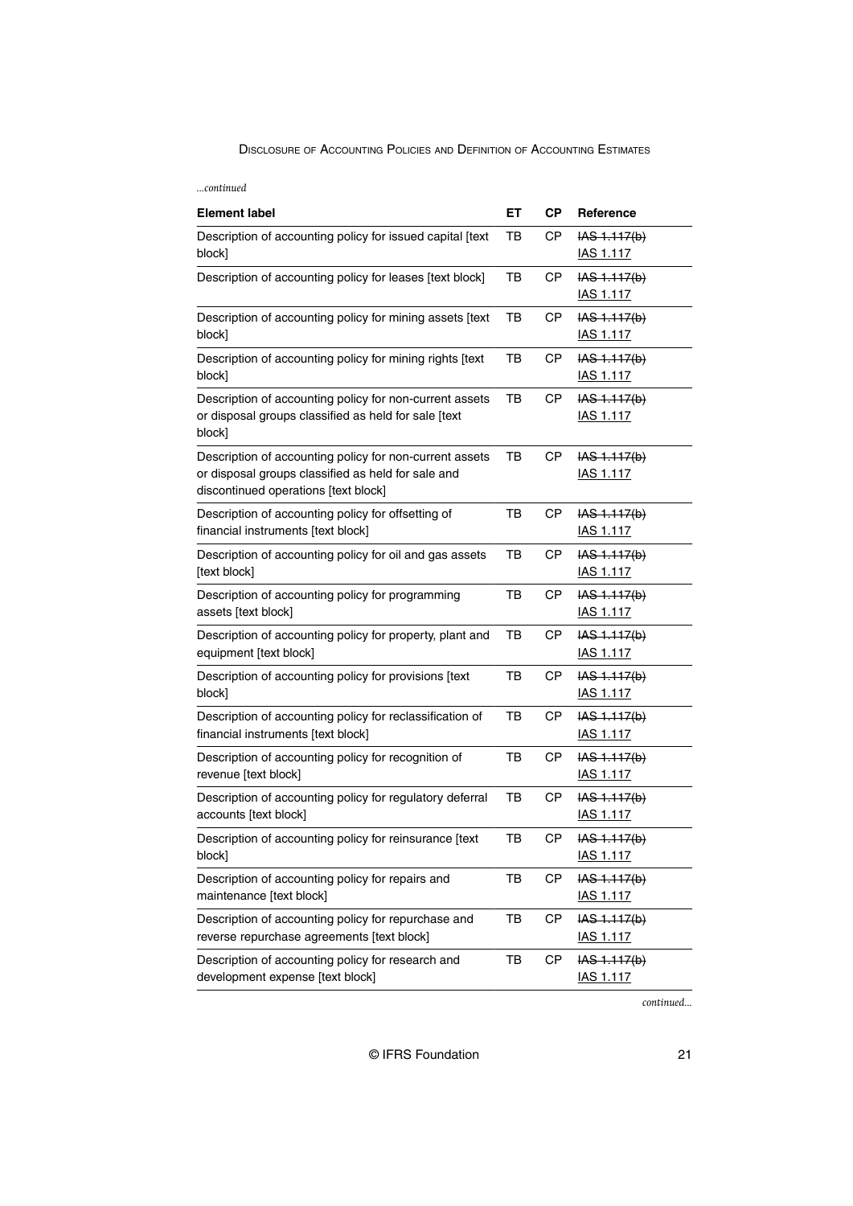*...continued*

| Element label | ET | CP | Reference |
|---|---|---|---|
| Description of accounting policy for issued capital [text block] | TB | CP | ~~IAS 1.117(b)~~ <u>IAS 1.117</u> |
| Description of accounting policy for leases [text block] | TB | CP | ~~IAS 1.117(b)~~ <u>IAS 1.117</u> |
| Description of accounting policy for mining assets [text block] | TB | CP | ~~IAS 1.117(b)~~ <u>IAS 1.117</u> |
| Description of accounting policy for mining rights [text block] | TB | CP | ~~IAS 1.117(b)~~ <u>IAS 1.117</u> |
| Description of accounting policy for non-current assets or disposal groups classified as held for sale [text block] | TB | CP | ~~IAS 1.117(b)~~ <u>IAS 1.117</u> |
| Description of accounting policy for non-current assets or disposal groups classified as held for sale and discontinued operations [text block] | TB | CP | ~~IAS 1.117(b)~~ <u>IAS 1.117</u> |
| Description of accounting policy for offsetting of financial instruments [text block] | TB | CP | ~~IAS 1.117(b)~~ <u>IAS 1.117</u> |
| Description of accounting policy for oil and gas assets [text block] | TB | CP | ~~IAS 1.117(b)~~ <u>IAS 1.117</u> |
| Description of accounting policy for programming assets [text block] | TB | CP | ~~IAS 1.117(b)~~ <u>IAS 1.117</u> |
| Description of accounting policy for property, plant and equipment [text block] | TB | CP | ~~IAS 1.117(b)~~ <u>IAS 1.117</u> |
| Description of accounting policy for provisions [text block] | TB | CP | ~~IAS 1.117(b)~~ <u>IAS 1.117</u> |
| Description of accounting policy for reclassification of financial instruments [text block] | TB | CP | ~~IAS 1.117(b)~~ <u>IAS 1.117</u> |
| Description of accounting policy for recognition of revenue [text block] | TB | CP | ~~IAS 1.117(b)~~ <u>IAS 1.117</u> |
| Description of accounting policy for regulatory deferral accounts [text block] | TB | CP | ~~IAS 1.117(b)~~ <u>IAS 1.117</u> |
| Description of accounting policy for reinsurance [text block] | TB | CP | ~~IAS 1.117(b)~~ <u>IAS 1.117</u> |
| Description of accounting policy for repairs and maintenance [text block] | TB | CP | ~~IAS 1.117(b)~~ <u>IAS 1.117</u> |
| Description of accounting policy for repurchase and reverse repurchase agreements [text block] | TB | CP | ~~IAS 1.117(b)~~ <u>IAS 1.117</u> |
| Description of accounting policy for research and development expense [text block] | TB | CP | ~~IAS 1.117(b)~~ <u>IAS 1.117</u> |

*continued...*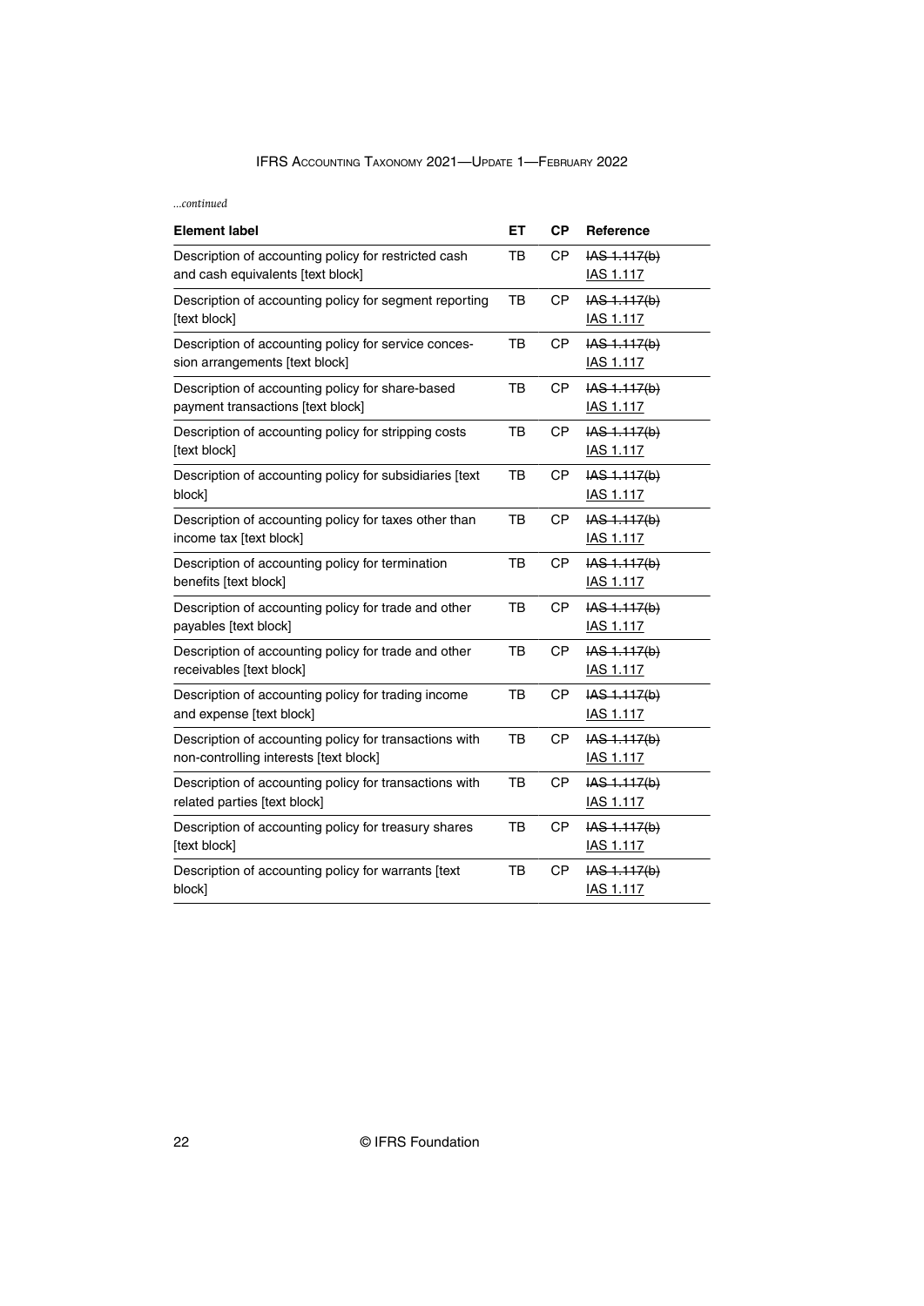*...continued*

| Element label | ET | CP | Reference |
|---|---|---|---|
| Description of accounting policy for restricted cash and cash equivalents [text block] | TB | CP | ~~IAS 1.117(b)~~ <u>IAS 1.117</u> |
| Description of accounting policy for segment reporting [text block] | TB | CP | ~~IAS 1.117(b)~~ <u>IAS 1.117</u> |
| Description of accounting policy for service concession arrangements [text block] | TB | CP | ~~IAS 1.117(b)~~ <u>IAS 1.117</u> |
| Description of accounting policy for share-based payment transactions [text block] | TB | CP | ~~IAS 1.117(b)~~ <u>IAS 1.117</u> |
| Description of accounting policy for stripping costs [text block] | TB | CP | ~~IAS 1.117(b)~~ <u>IAS 1.117</u> |
| Description of accounting policy for subsidiaries [text block] | TB | CP | ~~IAS 1.117(b)~~ <u>IAS 1.117</u> |
| Description of accounting policy for taxes other than income tax [text block] | TB | CP | ~~IAS 1.117(b)~~ <u>IAS 1.117</u> |
| Description of accounting policy for termination benefits [text block] | TB | CP | ~~IAS 1.117(b)~~ <u>IAS 1.117</u> |
| Description of accounting policy for trade and other payables [text block] | TB | CP | ~~IAS 1.117(b)~~ <u>IAS 1.117</u> |
| Description of accounting policy for trade and other receivables [text block] | TB | CP | ~~IAS 1.117(b)~~ <u>IAS 1.117</u> |
| Description of accounting policy for trading income and expense [text block] | TB | CP | ~~IAS 1.117(b)~~ <u>IAS 1.117</u> |
| Description of accounting policy for transactions with non-controlling interests [text block] | TB | CP | ~~IAS 1.117(b)~~ <u>IAS 1.117</u> |
| Description of accounting policy for transactions with related parties [text block] | TB | CP | ~~IAS 1.117(b)~~ <u>IAS 1.117</u> |
| Description of accounting policy for treasury shares [text block] | TB | CP | ~~IAS 1.117(b)~~ <u>IAS 1.117</u> |
| Description of accounting policy for warrants [text block] | TB | CP | ~~IAS 1.117(b)~~ <u>IAS 1.117</u> |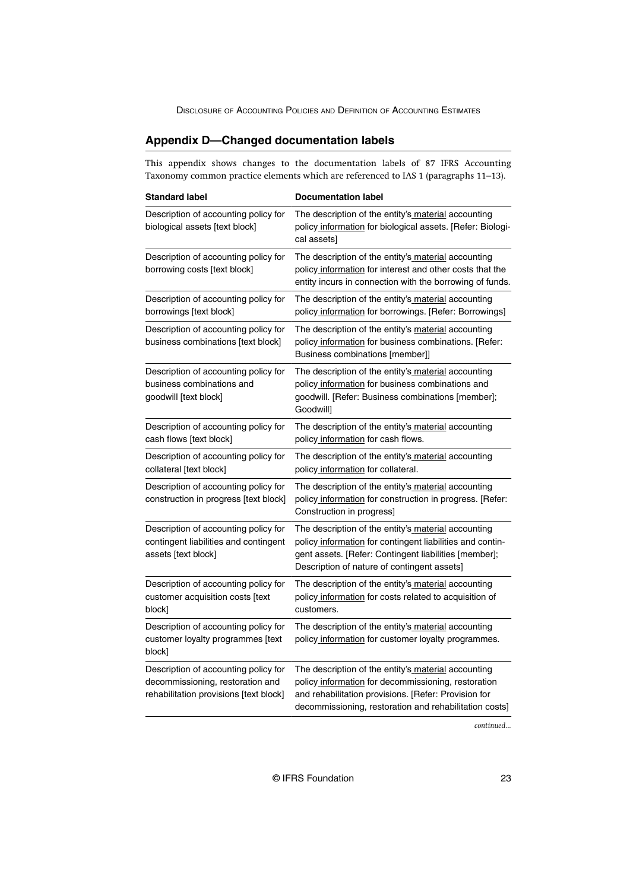## Appendix D—Changed documentation labels

This appendix shows changes to the documentation labels of 87 IFRS Accounting Taxonomy common practice elements which are referenced to IAS 1 (paragraphs 11–13).

| Standard label | Documentation label |
|---|---|
| Description of accounting policy for biological assets [text block] | The description of the entity's material accounting policy information for biological assets. [Refer: Biological assets] |
| Description of accounting policy for borrowing costs [text block] | The description of the entity's material accounting policy information for interest and other costs that the entity incurs in connection with the borrowing of funds. |
| Description of accounting policy for borrowings [text block] | The description of the entity's material accounting policy information for borrowings. [Refer: Borrowings] |
| Description of accounting policy for business combinations [text block] | The description of the entity's material accounting policy information for business combinations. [Refer: Business combinations [member]] |
| Description of accounting policy for business combinations and goodwill [text block] | The description of the entity's material accounting policy information for business combinations and goodwill. [Refer: Business combinations [member]; Goodwill] |
| Description of accounting policy for cash flows [text block] | The description of the entity's material accounting policy information for cash flows. |
| Description of accounting policy for collateral [text block] | The description of the entity's material accounting policy information for collateral. |
| Description of accounting policy for construction in progress [text block] | The description of the entity's material accounting policy information for construction in progress. [Refer: Construction in progress] |
| Description of accounting policy for contingent liabilities and contingent assets [text block] | The description of the entity's material accounting policy information for contingent liabilities and contingent assets. [Refer: Contingent liabilities [member]; Description of nature of contingent assets] |
| Description of accounting policy for customer acquisition costs [text block] | The description of the entity's material accounting policy information for costs related to acquisition of customers. |
| Description of accounting policy for customer loyalty programmes [text block] | The description of the entity's material accounting policy information for customer loyalty programmes. |
| Description of accounting policy for decommissioning, restoration and rehabilitation provisions [text block] | The description of the entity's material accounting policy information for decommissioning, restoration and rehabilitation provisions. [Refer: Provision for decommissioning, restoration and rehabilitation costs] |

*continued...*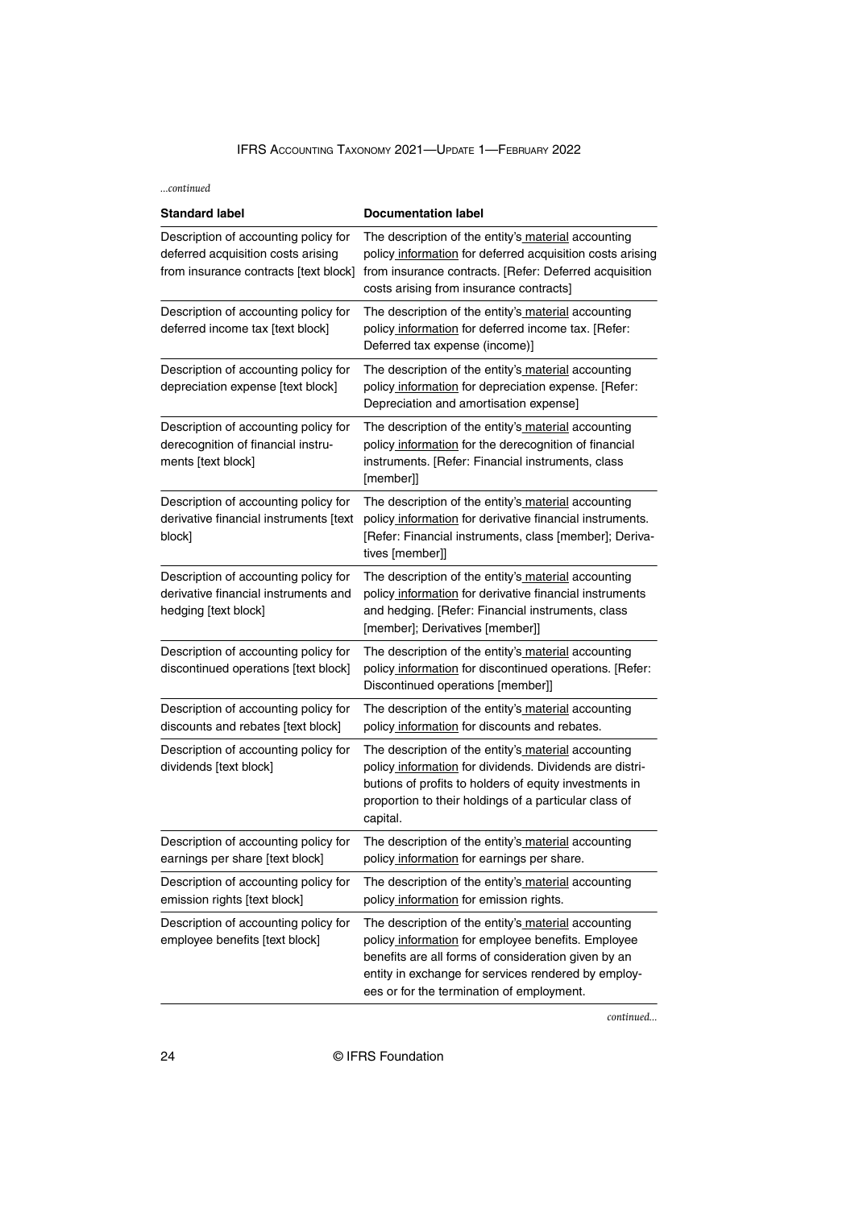*...continued*

| Standard label | Documentation label |
|---|---|
| Description of accounting policy for deferred acquisition costs arising from insurance contracts [text block] | The description of the entity's material accounting policy information for deferred acquisition costs arising from insurance contracts. [Refer: Deferred acquisition costs arising from insurance contracts] |
| Description of accounting policy for deferred income tax [text block] | The description of the entity's material accounting policy information for deferred income tax. [Refer: Deferred tax expense (income)] |
| Description of accounting policy for depreciation expense [text block] | The description of the entity's material accounting policy information for depreciation expense. [Refer: Depreciation and amortisation expense] |
| Description of accounting policy for derecognition of financial instruments [text block] | The description of the entity's material accounting policy information for the derecognition of financial instruments. [Refer: Financial instruments, class [member]] |
| Description of accounting policy for derivative financial instruments [text block] | The description of the entity's material accounting policy information for derivative financial instruments. [Refer: Financial instruments, class [member]; Derivatives [member]] |
| Description of accounting policy for derivative financial instruments and hedging [text block] | The description of the entity's material accounting policy information for derivative financial instruments and hedging. [Refer: Financial instruments, class [member]; Derivatives [member]] |
| Description of accounting policy for discontinued operations [text block] | The description of the entity's material accounting policy information for discontinued operations. [Refer: Discontinued operations [member]] |
| Description of accounting policy for discounts and rebates [text block] | The description of the entity's material accounting policy information for discounts and rebates. |
| Description of accounting policy for dividends [text block] | The description of the entity's material accounting policy information for dividends. Dividends are distributions of profits to holders of equity investments in proportion to their holdings of a particular class of capital. |
| Description of accounting policy for earnings per share [text block] | The description of the entity's material accounting policy information for earnings per share. |
| Description of accounting policy for emission rights [text block] | The description of the entity's material accounting policy information for emission rights. |
| Description of accounting policy for employee benefits [text block] | The description of the entity's material accounting policy information for employee benefits. Employee benefits are all forms of consideration given by an entity in exchange for services rendered by employees or for the termination of employment. |

*continued...*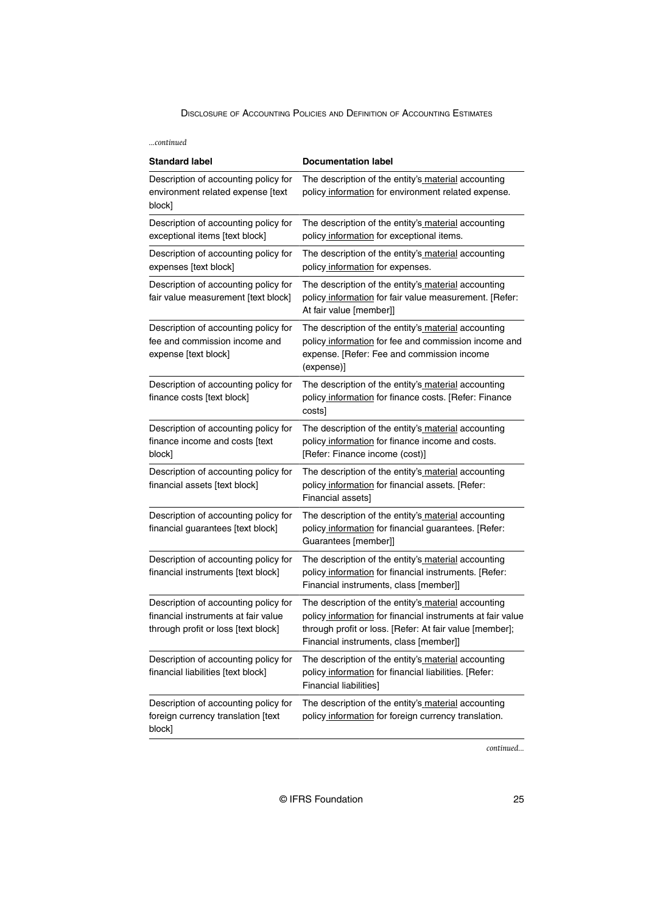*...continued*

| Standard label | Documentation label |
|---|---|
| Description of accounting policy for environment related expense [text block] | The description of the entity's material accounting policy information for environment related expense. |
| Description of accounting policy for exceptional items [text block] | The description of the entity's material accounting policy information for exceptional items. |
| Description of accounting policy for expenses [text block] | The description of the entity's material accounting policy information for expenses. |
| Description of accounting policy for fair value measurement [text block] | The description of the entity's material accounting policy information for fair value measurement. [Refer: At fair value [member]] |
| Description of accounting policy for fee and commission income and expense [text block] | The description of the entity's material accounting policy information for fee and commission income and expense. [Refer: Fee and commission income (expense)] |
| Description of accounting policy for finance costs [text block] | The description of the entity's material accounting policy information for finance costs. [Refer: Finance costs] |
| Description of accounting policy for finance income and costs [text block] | The description of the entity's material accounting policy information for finance income and costs. [Refer: Finance income (cost)] |
| Description of accounting policy for financial assets [text block] | The description of the entity's material accounting policy information for financial assets. [Refer: Financial assets] |
| Description of accounting policy for financial guarantees [text block] | The description of the entity's material accounting policy information for financial guarantees. [Refer: Guarantees [member]] |
| Description of accounting policy for financial instruments [text block] | The description of the entity's material accounting policy information for financial instruments. [Refer: Financial instruments, class [member]] |
| Description of accounting policy for financial instruments at fair value through profit or loss [text block] | The description of the entity's material accounting policy information for financial instruments at fair value through profit or loss. [Refer: At fair value [member]; Financial instruments, class [member]] |
| Description of accounting policy for financial liabilities [text block] | The description of the entity's material accounting policy information for financial liabilities. [Refer: Financial liabilities] |
| Description of accounting policy for foreign currency translation [text block] | The description of the entity's material accounting policy information for foreign currency translation. |

*continued...*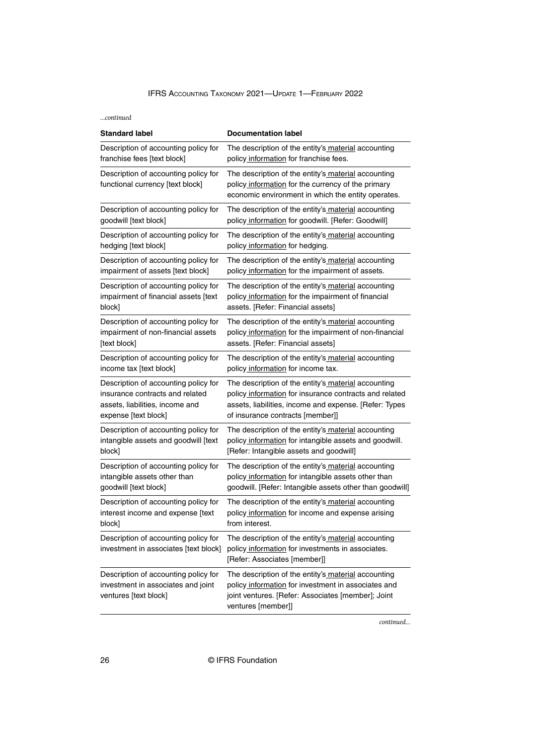*...continued*

| Standard label | Documentation label |
|---|---|
| Description of accounting policy for franchise fees [text block] | The description of the entity's material accounting policy information for franchise fees. |
| Description of accounting policy for functional currency [text block] | The description of the entity's material accounting policy information for the currency of the primary economic environment in which the entity operates. |
| Description of accounting policy for goodwill [text block] | The description of the entity's material accounting policy information for goodwill. [Refer: Goodwill] |
| Description of accounting policy for hedging [text block] | The description of the entity's material accounting policy information for hedging. |
| Description of accounting policy for impairment of assets [text block] | The description of the entity's material accounting policy information for the impairment of assets. |
| Description of accounting policy for impairment of financial assets [text block] | The description of the entity's material accounting policy information for the impairment of financial assets. [Refer: Financial assets] |
| Description of accounting policy for impairment of non-financial assets [text block] | The description of the entity's material accounting policy information for the impairment of non-financial assets. [Refer: Financial assets] |
| Description of accounting policy for income tax [text block] | The description of the entity's material accounting policy information for income tax. |
| Description of accounting policy for insurance contracts and related assets, liabilities, income and expense [text block] | The description of the entity's material accounting policy information for insurance contracts and related assets, liabilities, income and expense. [Refer: Types of insurance contracts [member]] |
| Description of accounting policy for intangible assets and goodwill [text block] | The description of the entity's material accounting policy information for intangible assets and goodwill. [Refer: Intangible assets and goodwill] |
| Description of accounting policy for intangible assets other than goodwill [text block] | The description of the entity's material accounting policy information for intangible assets other than goodwill. [Refer: Intangible assets other than goodwill] |
| Description of accounting policy for interest income and expense [text block] | The description of the entity's material accounting policy information for income and expense arising from interest. |
| Description of accounting policy for investment in associates [text block] | The description of the entity's material accounting policy information for investments in associates. [Refer: Associates [member]] |
| Description of accounting policy for investment in associates and joint ventures [text block] | The description of the entity's material accounting policy information for investment in associates and joint ventures. [Refer: Associates [member]; Joint ventures [member]] |

*continued...*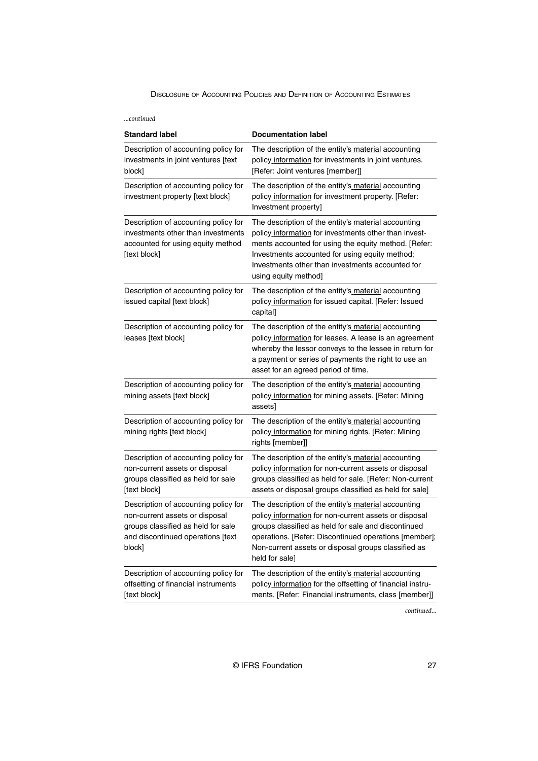*...continued*

| Standard label | Documentation label |
|---|---|
| Description of accounting policy for investments in joint ventures [text block] | The description of the entity's material accounting policy information for investments in joint ventures. [Refer: Joint ventures [member]] |
| Description of accounting policy for investment property [text block] | The description of the entity's material accounting policy information for investment property. [Refer: Investment property] |
| Description of accounting policy for investments other than investments accounted for using equity method [text block] | The description of the entity's material accounting policy information for investments other than investments accounted for using the equity method. [Refer: Investments accounted for using equity method; Investments other than investments accounted for using equity method] |
| Description of accounting policy for issued capital [text block] | The description of the entity's material accounting policy information for issued capital. [Refer: Issued capital] |
| Description of accounting policy for leases [text block] | The description of the entity's material accounting policy information for leases. A lease is an agreement whereby the lessor conveys to the lessee in return for a payment or series of payments the right to use an asset for an agreed period of time. |
| Description of accounting policy for mining assets [text block] | The description of the entity's material accounting policy information for mining assets. [Refer: Mining assets] |
| Description of accounting policy for mining rights [text block] | The description of the entity's material accounting policy information for mining rights. [Refer: Mining rights [member]] |
| Description of accounting policy for non-current assets or disposal groups classified as held for sale [text block] | The description of the entity's material accounting policy information for non-current assets or disposal groups classified as held for sale. [Refer: Non-current assets or disposal groups classified as held for sale] |
| Description of accounting policy for non-current assets or disposal groups classified as held for sale and discontinued operations [text block] | The description of the entity's material accounting policy information for non-current assets or disposal groups classified as held for sale and discontinued operations. [Refer: Discontinued operations [member]; Non-current assets or disposal groups classified as held for sale] |
| Description of accounting policy for offsetting of financial instruments [text block] | The description of the entity's material accounting policy information for the offsetting of financial instruments. [Refer: Financial instruments, class [member]] |

*continued...*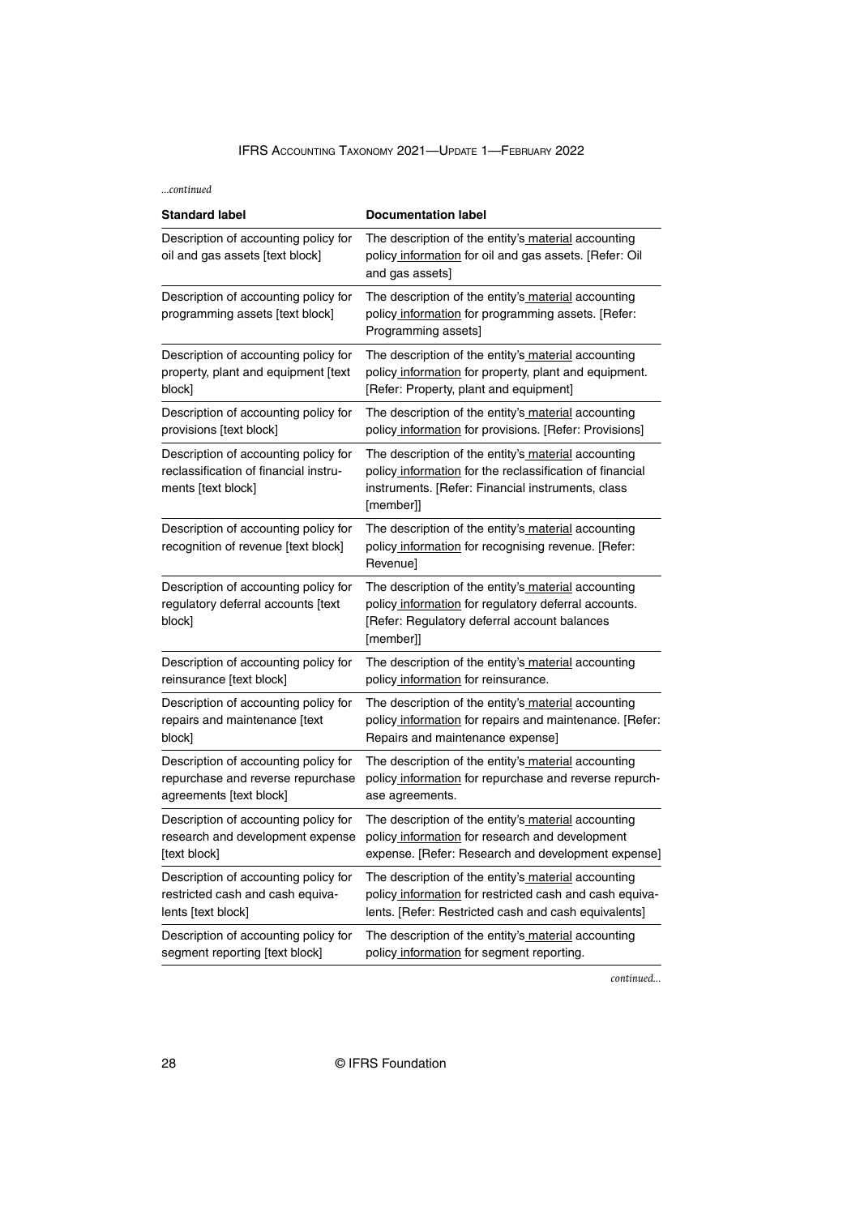*...continued*

| Standard label | Documentation label |
|---|---|
| Description of accounting policy for oil and gas assets [text block] | The description of the entity's material accounting policy information for oil and gas assets. [Refer: Oil and gas assets] |
| Description of accounting policy for programming assets [text block] | The description of the entity's material accounting policy information for programming assets. [Refer: Programming assets] |
| Description of accounting policy for property, plant and equipment [text block] | The description of the entity's material accounting policy information for property, plant and equipment. [Refer: Property, plant and equipment] |
| Description of accounting policy for provisions [text block] | The description of the entity's material accounting policy information for provisions. [Refer: Provisions] |
| Description of accounting policy for reclassification of financial instruments [text block] | The description of the entity's material accounting policy information for the reclassification of financial instruments. [Refer: Financial instruments, class [member]] |
| Description of accounting policy for recognition of revenue [text block] | The description of the entity's material accounting policy information for recognising revenue. [Refer: Revenue] |
| Description of accounting policy for regulatory deferral accounts [text block] | The description of the entity's material accounting policy information for regulatory deferral accounts. [Refer: Regulatory deferral account balances [member]] |
| Description of accounting policy for reinsurance [text block] | The description of the entity's material accounting policy information for reinsurance. |
| Description of accounting policy for repairs and maintenance [text block] | The description of the entity's material accounting policy information for repairs and maintenance. [Refer: Repairs and maintenance expense] |
| Description of accounting policy for repurchase and reverse repurchase agreements [text block] | The description of the entity's material accounting policy information for repurchase and reverse repurchase agreements. |
| Description of accounting policy for research and development expense [text block] | The description of the entity's material accounting policy information for research and development expense. [Refer: Research and development expense] |
| Description of accounting policy for restricted cash and cash equivalents [text block] | The description of the entity's material accounting policy information for restricted cash and cash equivalents. [Refer: Restricted cash and cash equivalents] |
| Description of accounting policy for segment reporting [text block] | The description of the entity's material accounting policy information for segment reporting. |

*continued...*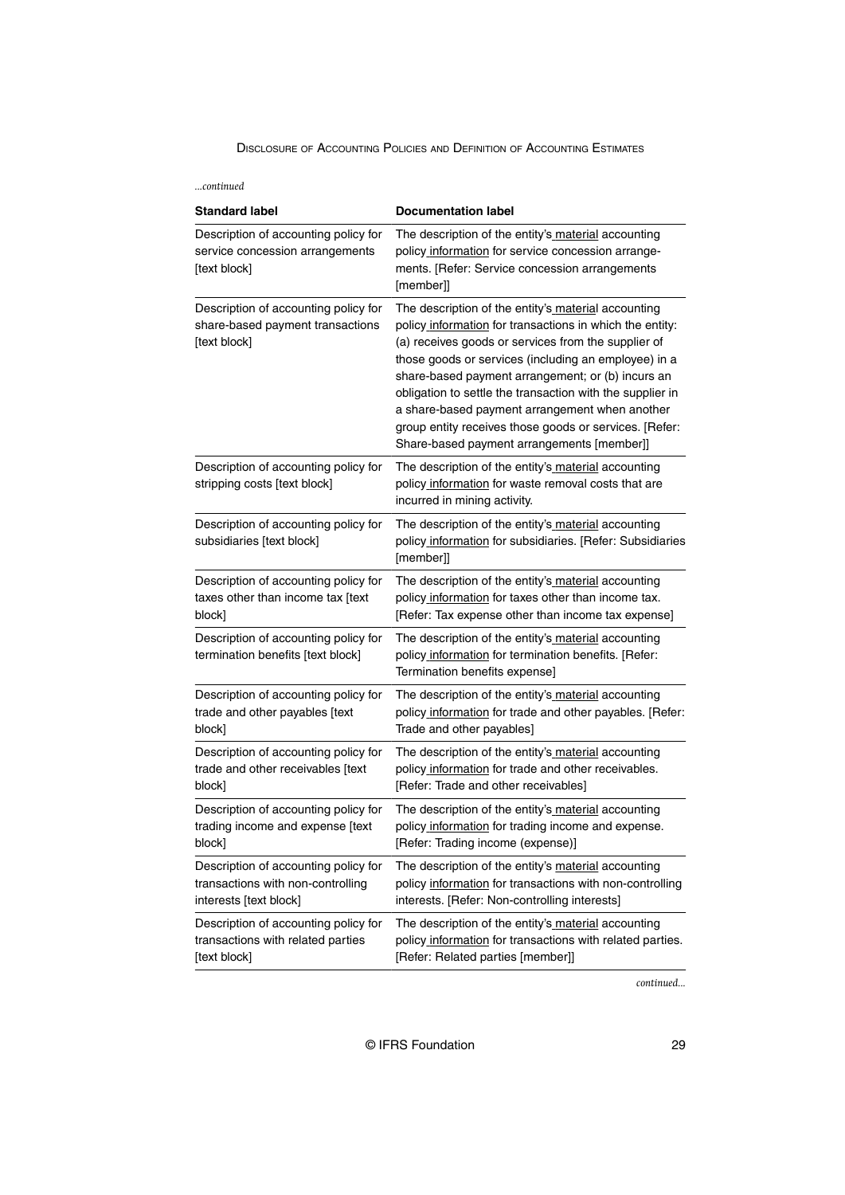*...continued*

| Standard label | Documentation label |
|---|---|
| Description of accounting policy for service concession arrangements [text block] | The description of the entity's material accounting policy information for service concession arrangements. [Refer: Service concession arrangements [member]] |
| Description of accounting policy for share-based payment transactions [text block] | The description of the entity's material accounting policy information for transactions in which the entity: (a) receives goods or services from the supplier of those goods or services (including an employee) in a share-based payment arrangement; or (b) incurs an obligation to settle the transaction with the supplier in a share-based payment arrangement when another group entity receives those goods or services. [Refer: Share-based payment arrangements [member]] |
| Description of accounting policy for stripping costs [text block] | The description of the entity's material accounting policy information for waste removal costs that are incurred in mining activity. |
| Description of accounting policy for subsidiaries [text block] | The description of the entity's material accounting policy information for subsidiaries. [Refer: Subsidiaries [member]] |
| Description of accounting policy for taxes other than income tax [text block] | The description of the entity's material accounting policy information for taxes other than income tax. [Refer: Tax expense other than income tax expense] |
| Description of accounting policy for termination benefits [text block] | The description of the entity's material accounting policy information for termination benefits. [Refer: Termination benefits expense] |
| Description of accounting policy for trade and other payables [text block] | The description of the entity's material accounting policy information for trade and other payables. [Refer: Trade and other payables] |
| Description of accounting policy for trade and other receivables [text block] | The description of the entity's material accounting policy information for trade and other receivables. [Refer: Trade and other receivables] |
| Description of accounting policy for trading income and expense [text block] | The description of the entity's material accounting policy information for trading income and expense. [Refer: Trading income (expense)] |
| Description of accounting policy for transactions with non-controlling interests [text block] | The description of the entity's material accounting policy information for transactions with non-controlling interests. [Refer: Non-controlling interests] |
| Description of accounting policy for transactions with related parties [text block] | The description of the entity's material accounting policy information for transactions with related parties. [Refer: Related parties [member]] |

*continued...*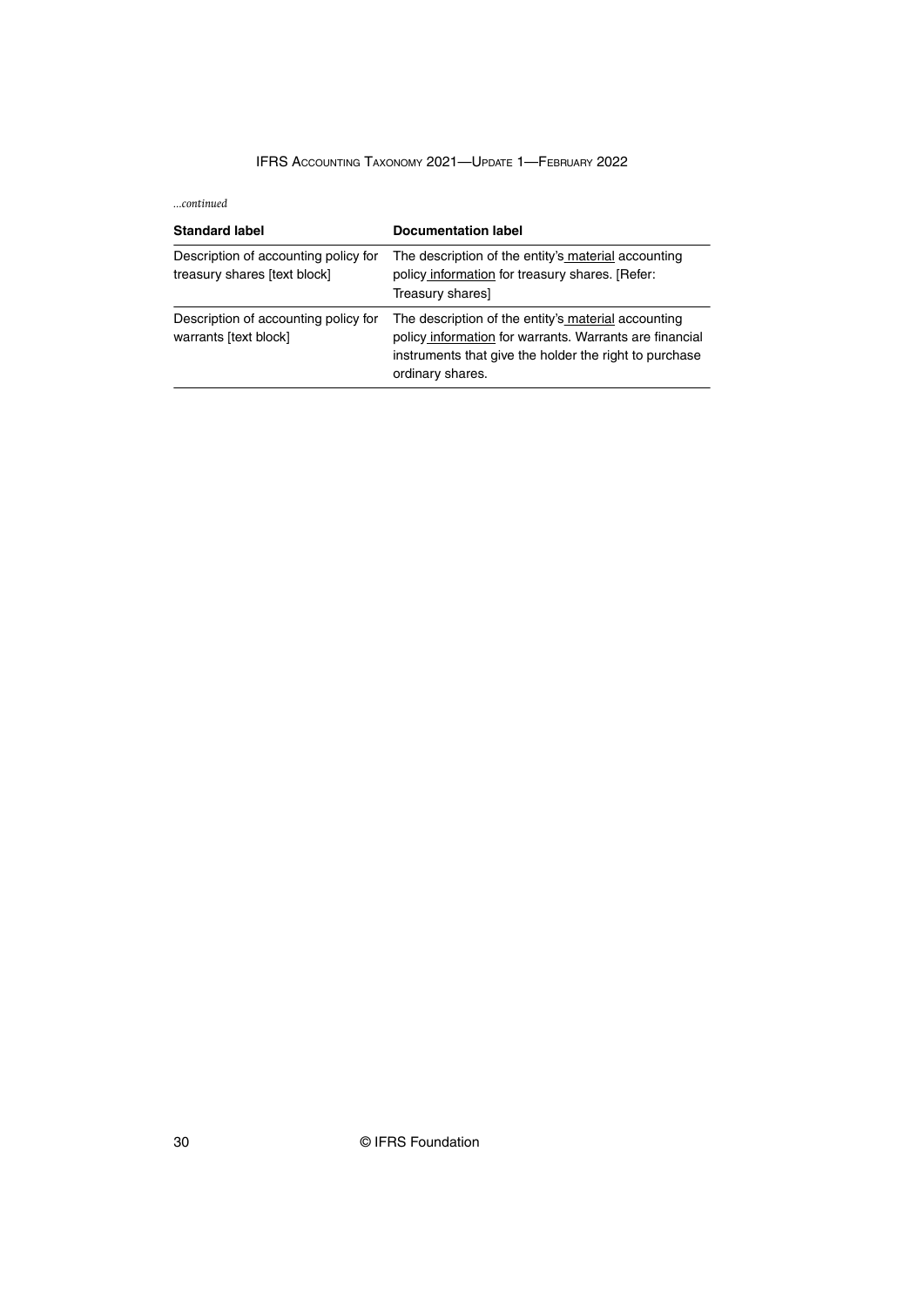*...continued*

| Standard label | Documentation label |
| --- | --- |
| Description of accounting policy for treasury shares [text block] | The description of the entity's material accounting policy information for treasury shares. [Refer: Treasury shares] |
| Description of accounting policy for warrants [text block] | The description of the entity's material accounting policy information for warrants. Warrants are financial instruments that give the holder the right to purchase ordinary shares. |